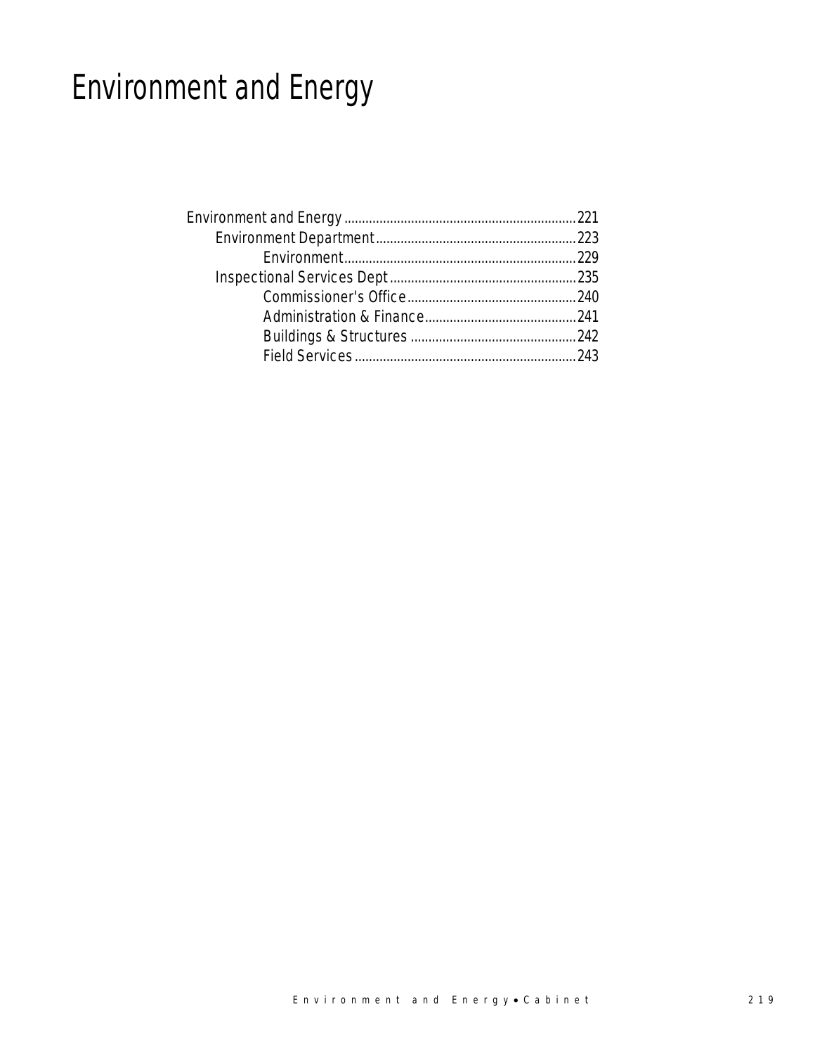# Environment and Energy

Environment and Energy ................................................................ 221
- Environment Department ................................................. 223
  - Environment ......................................................... 229
- Inspectional Services Dept ............................................. 235
  - Commissioner's Office ........................................... 240
  - Administration & Finance ........................................ 241
  - Buildings & Structures ........................................... 242
  - Field Services ........................................................ 243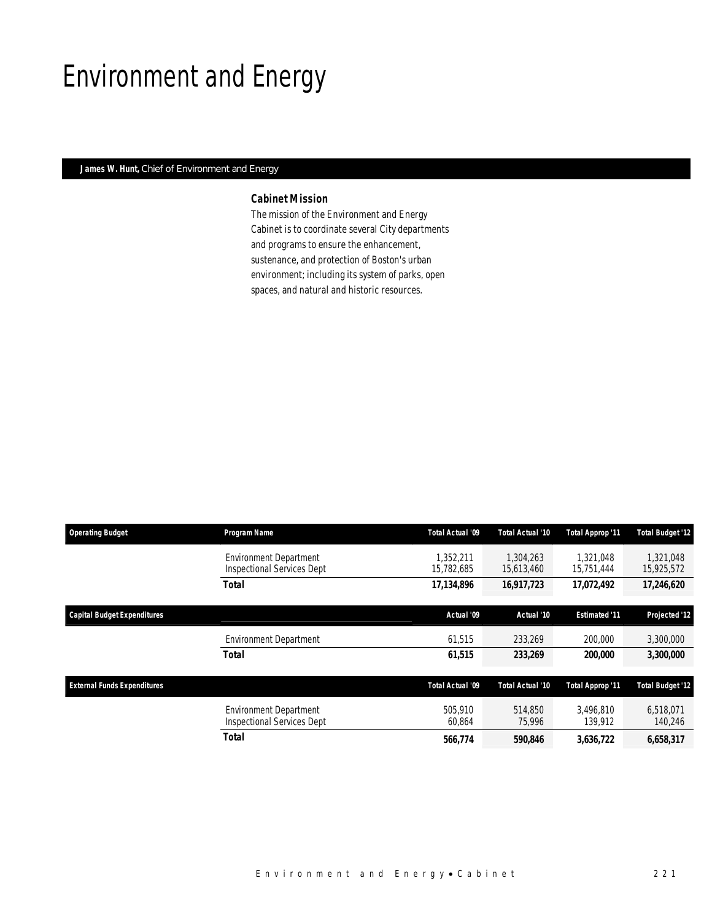# Environment and Energy

**James W. Hunt,** Chief of Environment and Energy

### Cabinet Mission

The mission of the Environment and Energy Cabinet is to coordinate several City departments and programs to ensure the enhancement, sustenance, and protection of Boston's urban environment; including its system of parks, open spaces, and natural and historic resources.

| Operating Budget | Program Name | Total Actual '09 | Total Actual '10 | Total Approp '11 | Total Budget '12 |
|---|---|---|---|---|---|
| | Environment Department | 1,352,211 | 1,304,263 | 1,321,048 | 1,321,048 |
| | Inspectional Services Dept | 15,782,685 | 15,613,460 | 15,751,444 | 15,925,572 |
| | **Total** | **17,134,896** | **16,917,723** | **17,072,492** | **17,246,620** |

| Capital Budget Expenditures | | Actual '09 | Actual '10 | Estimated '11 | Projected '12 |
|---|---|---|---|---|---|
| | Environment Department | 61,515 | 233,269 | 200,000 | 3,300,000 |
| | **Total** | **61,515** | **233,269** | **200,000** | **3,300,000** |

| External Funds Expenditures | | Total Actual '09 | Total Actual '10 | Total Approp '11 | Total Budget '12 |
|---|---|---|---|---|---|
| | Environment Department | 505,910 | 514,850 | 3,496,810 | 6,518,071 |
| | Inspectional Services Dept | 60,864 | 75,996 | 139,912 | 140,246 |
| | **Total** | **566,774** | **590,846** | **3,636,722** | **6,658,317** |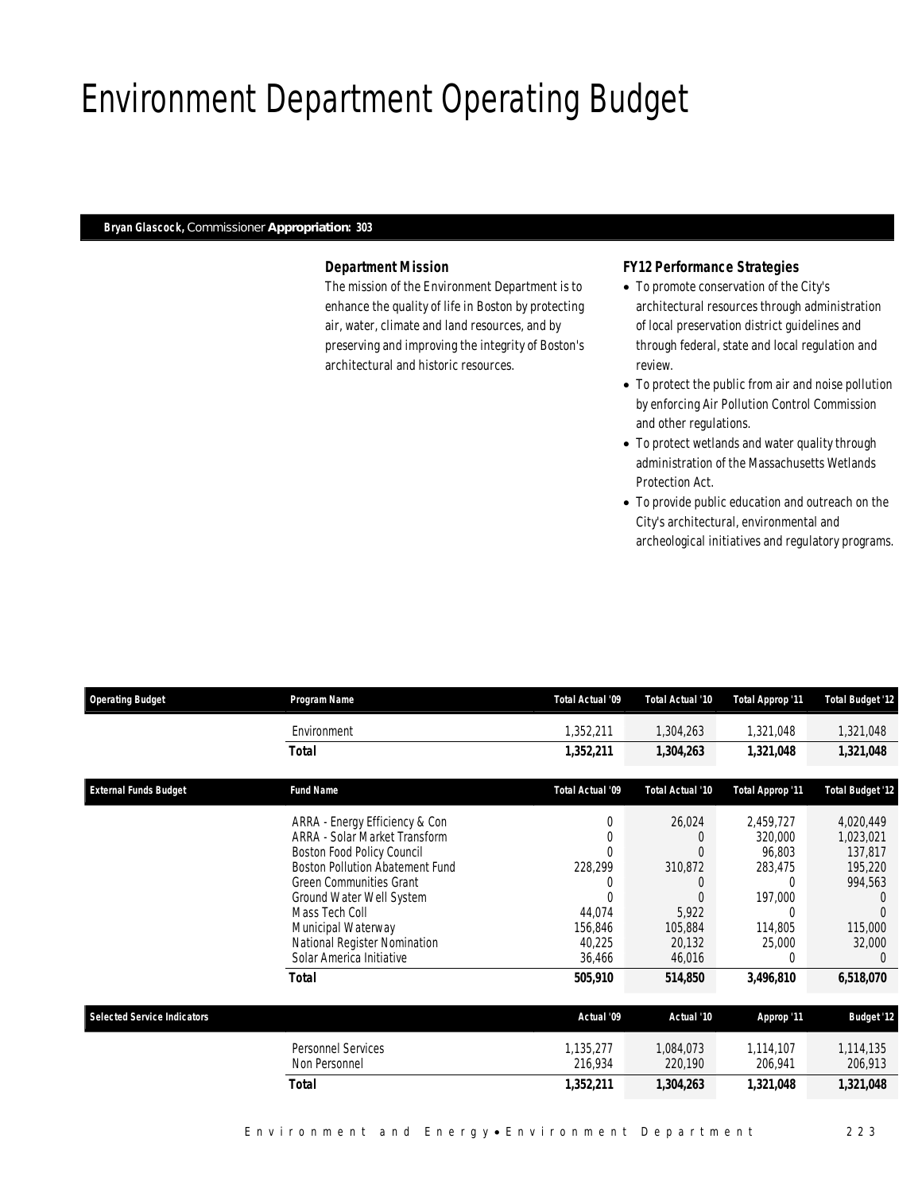# Environment Department Operating Budget

**Bryan Glascock,** Commissioner **Appropriation: 303**

### *Department Mission*

The mission of the Environment Department is to enhance the quality of life in Boston by protecting air, water, climate and land resources, and by preserving and improving the integrity of Boston's architectural and historic resources.

### *FY12 Performance Strategies*

- To promote conservation of the City's architectural resources through administration of local preservation district guidelines and through federal, state and local regulation and review.
- To protect the public from air and noise pollution by enforcing Air Pollution Control Commission and other regulations.
- To protect wetlands and water quality through administration of the Massachusetts Wetlands Protection Act.
- To provide public education and outreach on the City's architectural, environmental and archeological initiatives and regulatory programs.

| Operating Budget | Program Name | Total Actual '09 | Total Actual '10 | Total Approp '11 | Total Budget '12 |
|---|---|---|---|---|---|
| | Environment | 1,352,211 | 1,304,263 | 1,321,048 | 1,321,048 |
| | **Total** | **1,352,211** | **1,304,263** | **1,321,048** | **1,321,048** |

| External Funds Budget | Fund Name | Total Actual '09 | Total Actual '10 | Total Approp '11 | Total Budget '12 |
|---|---|---|---|---|---|
| | ARRA - Energy Efficiency & Con | 0 | 26,024 | 2,459,727 | 4,020,449 |
| | ARRA - Solar Market Transform | 0 | 0 | 320,000 | 1,023,021 |
| | Boston Food Policy Council | 0 | 0 | 96,803 | 137,817 |
| | Boston Pollution Abatement Fund | 228,299 | 310,872 | 283,475 | 195,220 |
| | Green Communities Grant | 0 | 0 | 0 | 994,563 |
| | Ground Water Well System | 0 | 0 | 197,000 | 0 |
| | Mass Tech Coll | 44,074 | 5,922 | 0 | 0 |
| | Municipal Waterway | 156,846 | 105,884 | 114,805 | 115,000 |
| | National Register Nomination | 40,225 | 20,132 | 25,000 | 32,000 |
| | Solar America Initiative | 36,466 | 46,016 | 0 | 0 |
| | **Total** | **505,910** | **514,850** | **3,496,810** | **6,518,070** |

| Selected Service Indicators | | Actual '09 | Actual '10 | Approp '11 | Budget '12 |
|---|---|---|---|---|---|
| | Personnel Services | 1,135,277 | 1,084,073 | 1,114,107 | 1,114,135 |
| | Non Personnel | 216,934 | 220,190 | 206,941 | 206,913 |
| | **Total** | **1,352,211** | **1,304,263** | **1,321,048** | **1,321,048** |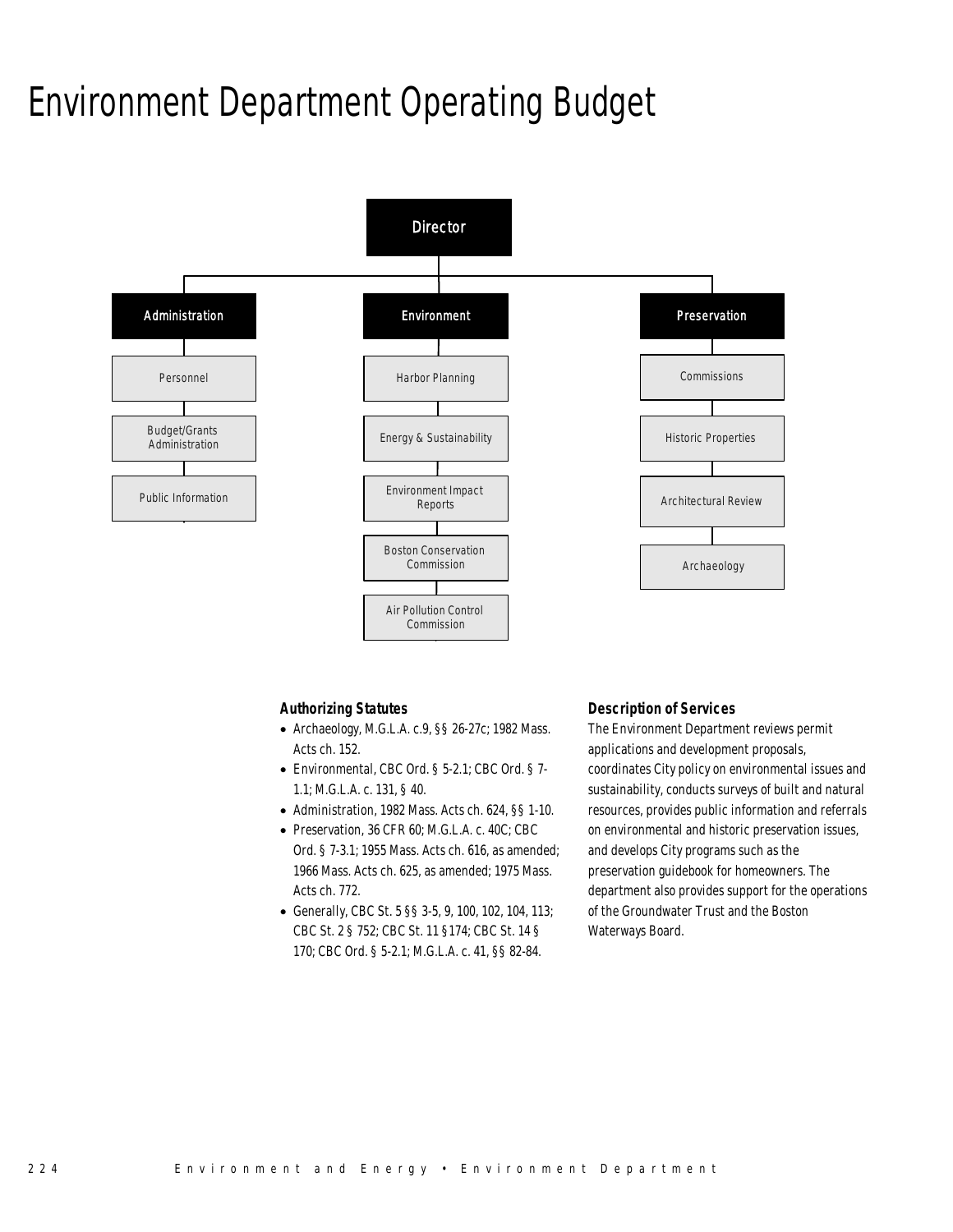# Environment Department Operating Budget

Director

Administration

Personnel

Budget/Grants Administration

Public Information

Environment

Harbor Planning

Energy & Sustainability

Environment Impact Reports

Boston Conservation Commission

Air Pollution Control Commission

Preservation

Commissions

Historic Properties

Architectural Review

Archaeology

### Authorizing Statutes

- Archaeology, M.G.L.A. c.9, §§ 26-27c; 1982 Mass. Acts ch. 152.
- Environmental, CBC Ord. § 5-2.1; CBC Ord. § 7-1.1; M.G.L.A. c. 131, § 40.
- Administration, 1982 Mass. Acts ch. 624, §§ 1-10.
- Preservation, 36 CFR 60; M.G.L.A. c. 40C; CBC Ord. § 7-3.1; 1955 Mass. Acts ch. 616, as amended; 1966 Mass. Acts ch. 625, as amended; 1975 Mass. Acts ch. 772.
- Generally, CBC St. 5 §§ 3-5, 9, 100, 102, 104, 113; CBC St. 2 § 752; CBC St. 11 §174; CBC St. 14 § 170; CBC Ord. § 5-2.1; M.G.L.A. c. 41, §§ 82-84.

### Description of Services

The Environment Department reviews permit applications and development proposals, coordinates City policy on environmental issues and sustainability, conducts surveys of built and natural resources, provides public information and referrals on environmental and historic preservation issues, and develops City programs such as the preservation guidebook for homeowners. The department also provides support for the operations of the Groundwater Trust and the Boston Waterways Board.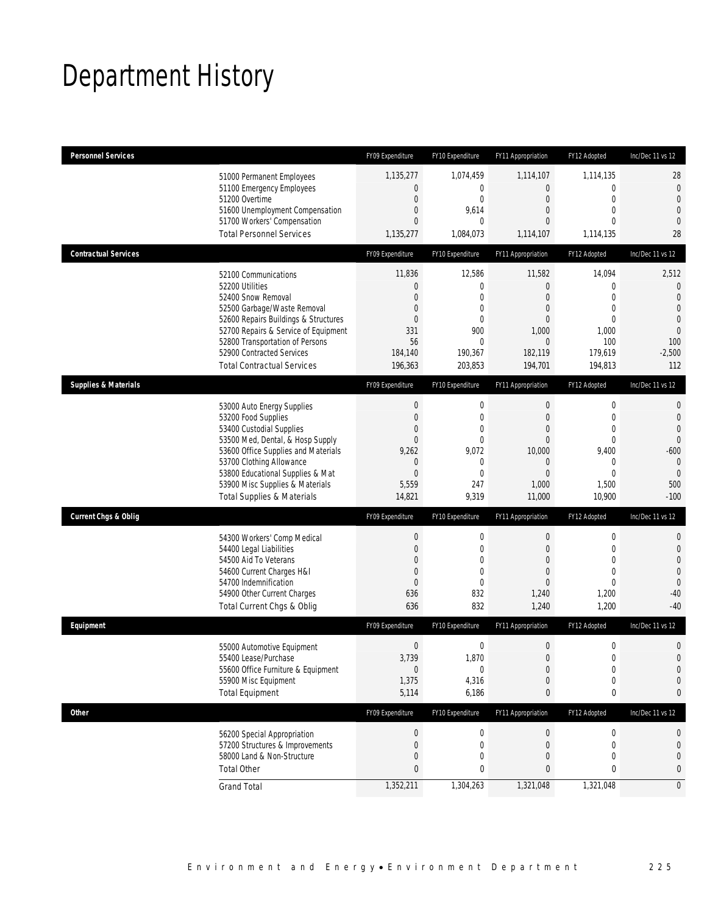# Department History

| Personnel Services | FY09 Expenditure | FY10 Expenditure | FY11 Appropriation | FY12 Adopted | Inc/Dec 11 vs 12 |
|---|---|---|---|---|---|
| 51000 Permanent Employees | 1,135,277 | 1,074,459 | 1,114,107 | 1,114,135 | 28 |
| 51100 Emergency Employees | 0 | 0 | 0 | 0 | 0 |
| 51200 Overtime | 0 | 0 | 0 | 0 | 0 |
| 51600 Unemployment Compensation | 0 | 9,614 | 0 | 0 | 0 |
| 51700 Workers' Compensation | 0 | 0 | 0 | 0 | 0 |
| Total Personnel Services | 1,135,277 | 1,084,073 | 1,114,107 | 1,114,135 | 28 |

| Contractual Services | FY09 Expenditure | FY10 Expenditure | FY11 Appropriation | FY12 Adopted | Inc/Dec 11 vs 12 |
|---|---|---|---|---|---|
| 52100 Communications | 11,836 | 12,586 | 11,582 | 14,094 | 2,512 |
| 52200 Utilities | 0 | 0 | 0 | 0 | 0 |
| 52400 Snow Removal | 0 | 0 | 0 | 0 | 0 |
| 52500 Garbage/Waste Removal | 0 | 0 | 0 | 0 | 0 |
| 52600 Repairs Buildings & Structures | 0 | 0 | 0 | 0 | 0 |
| 52700 Repairs & Service of Equipment | 331 | 900 | 1,000 | 1,000 | 0 |
| 52800 Transportation of Persons | 56 | 0 | 0 | 100 | 100 |
| 52900 Contracted Services | 184,140 | 190,367 | 182,119 | 179,619 | -2,500 |
| Total Contractual Services | 196,363 | 203,853 | 194,701 | 194,813 | 112 |

| Supplies & Materials | FY09 Expenditure | FY10 Expenditure | FY11 Appropriation | FY12 Adopted | Inc/Dec 11 vs 12 |
|---|---|---|---|---|---|
| 53000 Auto Energy Supplies | 0 | 0 | 0 | 0 | 0 |
| 53200 Food Supplies | 0 | 0 | 0 | 0 | 0 |
| 53400 Custodial Supplies | 0 | 0 | 0 | 0 | 0 |
| 53500 Med, Dental, & Hosp Supply | 0 | 0 | 0 | 0 | 0 |
| 53600 Office Supplies and Materials | 9,262 | 9,072 | 10,000 | 9,400 | -600 |
| 53700 Clothing Allowance | 0 | 0 | 0 | 0 | 0 |
| 53800 Educational Supplies & Mat | 0 | 0 | 0 | 0 | 0 |
| 53900 Misc Supplies & Materials | 5,559 | 247 | 1,000 | 1,500 | 500 |
| Total Supplies & Materials | 14,821 | 9,319 | 11,000 | 10,900 | -100 |

| Current Chgs & Oblig | FY09 Expenditure | FY10 Expenditure | FY11 Appropriation | FY12 Adopted | Inc/Dec 11 vs 12 |
|---|---|---|---|---|---|
| 54300 Workers' Comp Medical | 0 | 0 | 0 | 0 | 0 |
| 54400 Legal Liabilities | 0 | 0 | 0 | 0 | 0 |
| 54500 Aid To Veterans | 0 | 0 | 0 | 0 | 0 |
| 54600 Current Charges H&I | 0 | 0 | 0 | 0 | 0 |
| 54700 Indemnification | 0 | 0 | 0 | 0 | 0 |
| 54900 Other Current Charges | 636 | 832 | 1,240 | 1,200 | -40 |
| Total Current Chgs & Oblig | 636 | 832 | 1,240 | 1,200 | -40 |

| Equipment | FY09 Expenditure | FY10 Expenditure | FY11 Appropriation | FY12 Adopted | Inc/Dec 11 vs 12 |
|---|---|---|---|---|---|
| 55000 Automotive Equipment | 0 | 0 | 0 | 0 | 0 |
| 55400 Lease/Purchase | 3,739 | 1,870 | 0 | 0 | 0 |
| 55600 Office Furniture & Equipment | 0 | 0 | 0 | 0 | 0 |
| 55900 Misc Equipment | 1,375 | 4,316 | 0 | 0 | 0 |
| Total Equipment | 5,114 | 6,186 | 0 | 0 | 0 |

| Other | FY09 Expenditure | FY10 Expenditure | FY11 Appropriation | FY12 Adopted | Inc/Dec 11 vs 12 |
|---|---|---|---|---|---|
| 56200 Special Appropriation | 0 | 0 | 0 | 0 | 0 |
| 57200 Structures & Improvements | 0 | 0 | 0 | 0 | 0 |
| 58000 Land & Non-Structure | 0 | 0 | 0 | 0 | 0 |
| Total Other | 0 | 0 | 0 | 0 | 0 |
| Grand Total | 1,352,211 | 1,304,263 | 1,321,048 | 1,321,048 | 0 |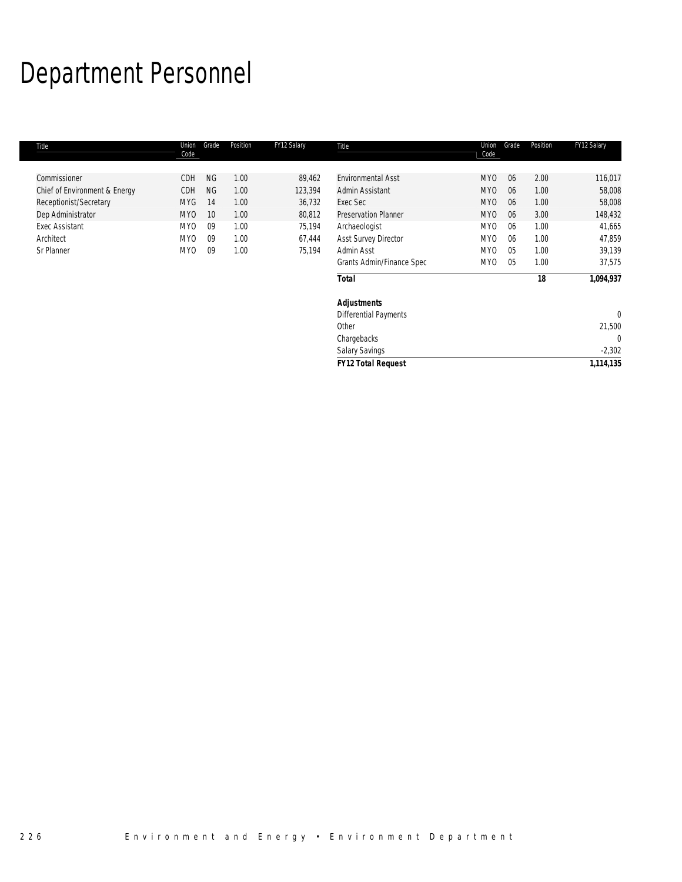# Department Personnel

| Title | Union Code | Grade | Position | FY12 Salary |
|---|---|---|---|---|
| Commissioner | CDH | NG | 1.00 | 89,462 |
| Chief of Environment & Energy | CDH | NG | 1.00 | 123,394 |
| Receptionist/Secretary | MYG | 14 | 1.00 | 36,732 |
| Dep Administrator | MYO | 10 | 1.00 | 80,812 |
| Exec Assistant | MYO | 09 | 1.00 | 75,194 |
| Architect | MYO | 09 | 1.00 | 67,444 |
| Sr Planner | MYO | 09 | 1.00 | 75,194 |
| Environmental Asst | MYO | 06 | 2.00 | 116,017 |
| Admin Assistant | MYO | 06 | 1.00 | 58,008 |
| Exec Sec | MYO | 06 | 1.00 | 58,008 |
| Preservation Planner | MYO | 06 | 3.00 | 148,432 |
| Archaeologist | MYO | 06 | 1.00 | 41,665 |
| Asst Survey Director | MYO | 06 | 1.00 | 47,859 |
| Admin Asst | MYO | 05 | 1.00 | 39,139 |
| Grants Admin/Finance Spec | MYO | 05 | 1.00 | 37,575 |
| ***Total*** | | | **18** | **1,094,937** |
| ***Adjustments*** | | | | |
| Differential Payments | | | | 0 |
| Other | | | | 21,500 |
| Chargebacks | | | | 0 |
| Salary Savings | | | | -2,302 |
| ***FY12 Total Request*** | | | | **1,114,135** |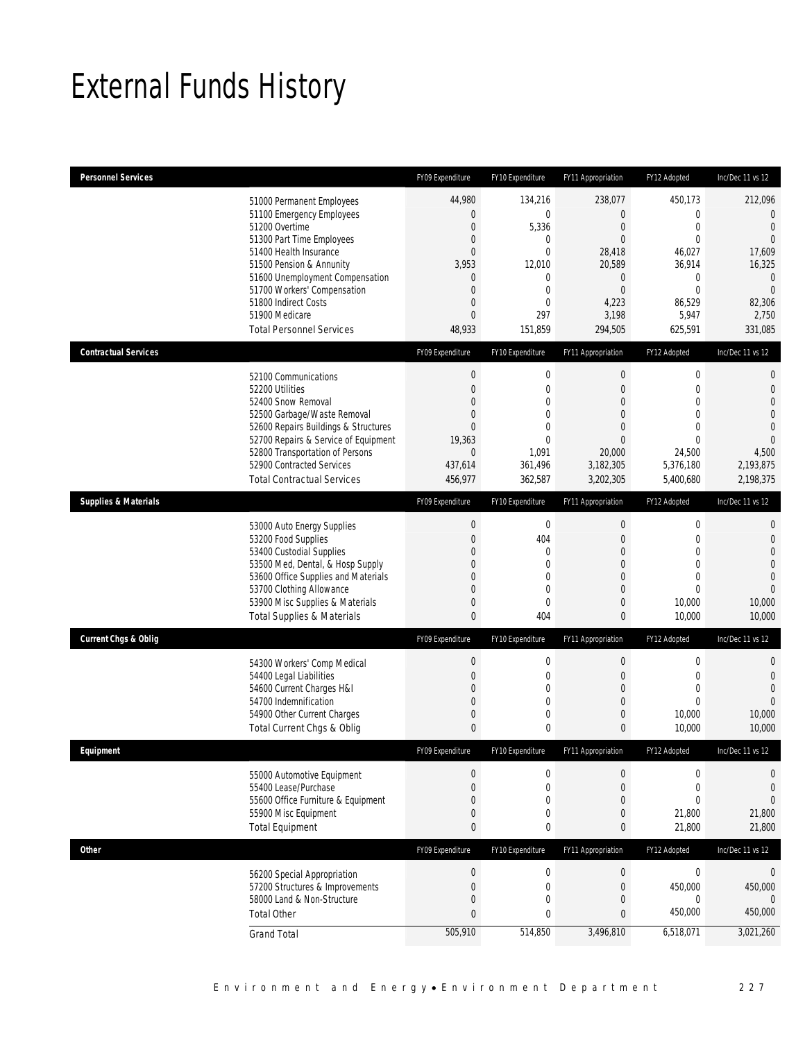# External Funds History

| Personnel Services | FY09 Expenditure | FY10 Expenditure | FY11 Appropriation | FY12 Adopted | Inc/Dec 11 vs 12 |
|---|---|---|---|---|---|
| 51000 Permanent Employees | 44,980 | 134,216 | 238,077 | 450,173 | 212,096 |
| 51100 Emergency Employees | 0 | 0 | 0 | 0 | 0 |
| 51200 Overtime | 0 | 5,336 | 0 | 0 | 0 |
| 51300 Part Time Employees | 0 | 0 | 0 | 0 | 0 |
| 51400 Health Insurance | 0 | 0 | 28,418 | 46,027 | 17,609 |
| 51500 Pension & Annunity | 3,953 | 12,010 | 20,589 | 36,914 | 16,325 |
| 51600 Unemployment Compensation | 0 | 0 | 0 | 0 | 0 |
| 51700 Workers' Compensation | 0 | 0 | 0 | 0 | 0 |
| 51800 Indirect Costs | 0 | 0 | 4,223 | 86,529 | 82,306 |
| 51900 Medicare | 0 | 297 | 3,198 | 5,947 | 2,750 |
| Total Personnel Services | 48,933 | 151,859 | 294,505 | 625,591 | 331,085 |

| Contractual Services | FY09 Expenditure | FY10 Expenditure | FY11 Appropriation | FY12 Adopted | Inc/Dec 11 vs 12 |
|---|---|---|---|---|---|
| 52100 Communications | 0 | 0 | 0 | 0 | 0 |
| 52200 Utilities | 0 | 0 | 0 | 0 | 0 |
| 52400 Snow Removal | 0 | 0 | 0 | 0 | 0 |
| 52500 Garbage/Waste Removal | 0 | 0 | 0 | 0 | 0 |
| 52600 Repairs Buildings & Structures | 0 | 0 | 0 | 0 | 0 |
| 52700 Repairs & Service of Equipment | 19,363 | 0 | 0 | 0 | 0 |
| 52800 Transportation of Persons | 0 | 1,091 | 20,000 | 24,500 | 4,500 |
| 52900 Contracted Services | 437,614 | 361,496 | 3,182,305 | 5,376,180 | 2,193,875 |
| Total Contractual Services | 456,977 | 362,587 | 3,202,305 | 5,400,680 | 2,198,375 |

| Supplies & Materials | FY09 Expenditure | FY10 Expenditure | FY11 Appropriation | FY12 Adopted | Inc/Dec 11 vs 12 |
|---|---|---|---|---|---|
| 53000 Auto Energy Supplies | 0 | 0 | 0 | 0 | 0 |
| 53200 Food Supplies | 0 | 404 | 0 | 0 | 0 |
| 53400 Custodial Supplies | 0 | 0 | 0 | 0 | 0 |
| 53500 Med, Dental, & Hosp Supply | 0 | 0 | 0 | 0 | 0 |
| 53600 Office Supplies and Materials | 0 | 0 | 0 | 0 | 0 |
| 53700 Clothing Allowance | 0 | 0 | 0 | 0 | 0 |
| 53900 Misc Supplies & Materials | 0 | 0 | 0 | 10,000 | 10,000 |
| Total Supplies & Materials | 0 | 404 | 0 | 10,000 | 10,000 |

| Current Chgs & Oblig | FY09 Expenditure | FY10 Expenditure | FY11 Appropriation | FY12 Adopted | Inc/Dec 11 vs 12 |
|---|---|---|---|---|---|
| 54300 Workers' Comp Medical | 0 | 0 | 0 | 0 | 0 |
| 54400 Legal Liabilities | 0 | 0 | 0 | 0 | 0 |
| 54600 Current Charges H&I | 0 | 0 | 0 | 0 | 0 |
| 54700 Indemnification | 0 | 0 | 0 | 0 | 0 |
| 54900 Other Current Charges | 0 | 0 | 0 | 10,000 | 10,000 |
| Total Current Chgs & Oblig | 0 | 0 | 0 | 10,000 | 10,000 |

| Equipment | FY09 Expenditure | FY10 Expenditure | FY11 Appropriation | FY12 Adopted | Inc/Dec 11 vs 12 |
|---|---|---|---|---|---|
| 55000 Automotive Equipment | 0 | 0 | 0 | 0 | 0 |
| 55400 Lease/Purchase | 0 | 0 | 0 | 0 | 0 |
| 55600 Office Furniture & Equipment | 0 | 0 | 0 | 0 | 0 |
| 55900 Misc Equipment | 0 | 0 | 0 | 21,800 | 21,800 |
| Total Equipment | 0 | 0 | 0 | 21,800 | 21,800 |

| Other | FY09 Expenditure | FY10 Expenditure | FY11 Appropriation | FY12 Adopted | Inc/Dec 11 vs 12 |
|---|---|---|---|---|---|
| 56200 Special Appropriation | 0 | 0 | 0 | 0 | 0 |
| 57200 Structures & Improvements | 0 | 0 | 0 | 450,000 | 450,000 |
| 58000 Land & Non-Structure | 0 | 0 | 0 | 0 | 0 |
| Total Other | 0 | 0 | 0 | 450,000 | 450,000 |
| Grand Total | 505,910 | 514,850 | 3,496,810 | 6,518,071 | 3,021,260 |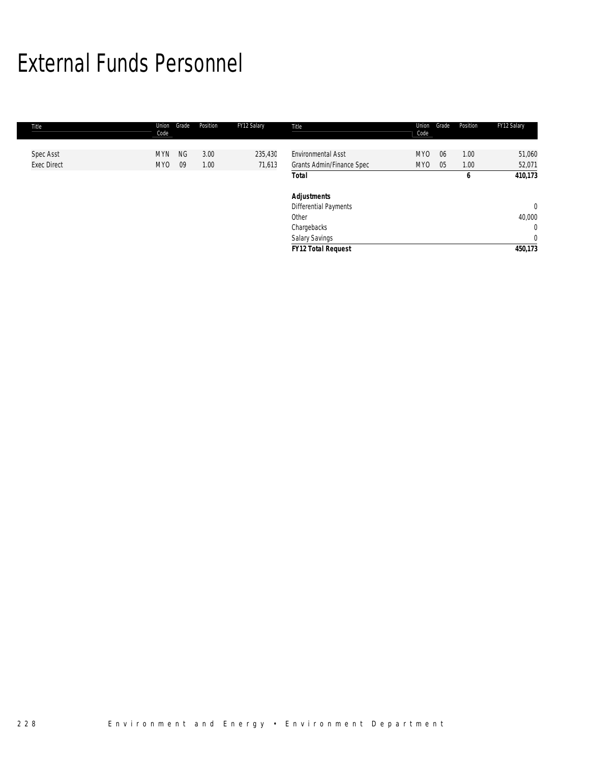# External Funds Personnel

| Title | Union Code | Grade | Position | FY12 Salary | Title | Union Code | Grade | Position | FY12 Salary |
|---|---|---|---|---|---|---|---|---|---|
| Spec Asst | MYN | NG | 3.00 | 235,430 | Environmental Asst | MYO | 06 | 1.00 | 51,060 |
| Exec Direct | MYO | 09 | 1.00 | 71,613 | Grants Admin/Finance Spec | MYO | 05 | 1.00 | 52,071 |
| | | | | | **Total** | | | **6** | **410,173** |
| | | | | | | | | | |
| | | | | | ***Adjustments*** | | | | |
| | | | | | Differential Payments | | | | 0 |
| | | | | | Other | | | | 40,000 |
| | | | | | Chargebacks | | | | 0 |
| | | | | | Salary Savings | | | | 0 |
| | | | | | ***FY12 Total Request*** | | | | **450,173** |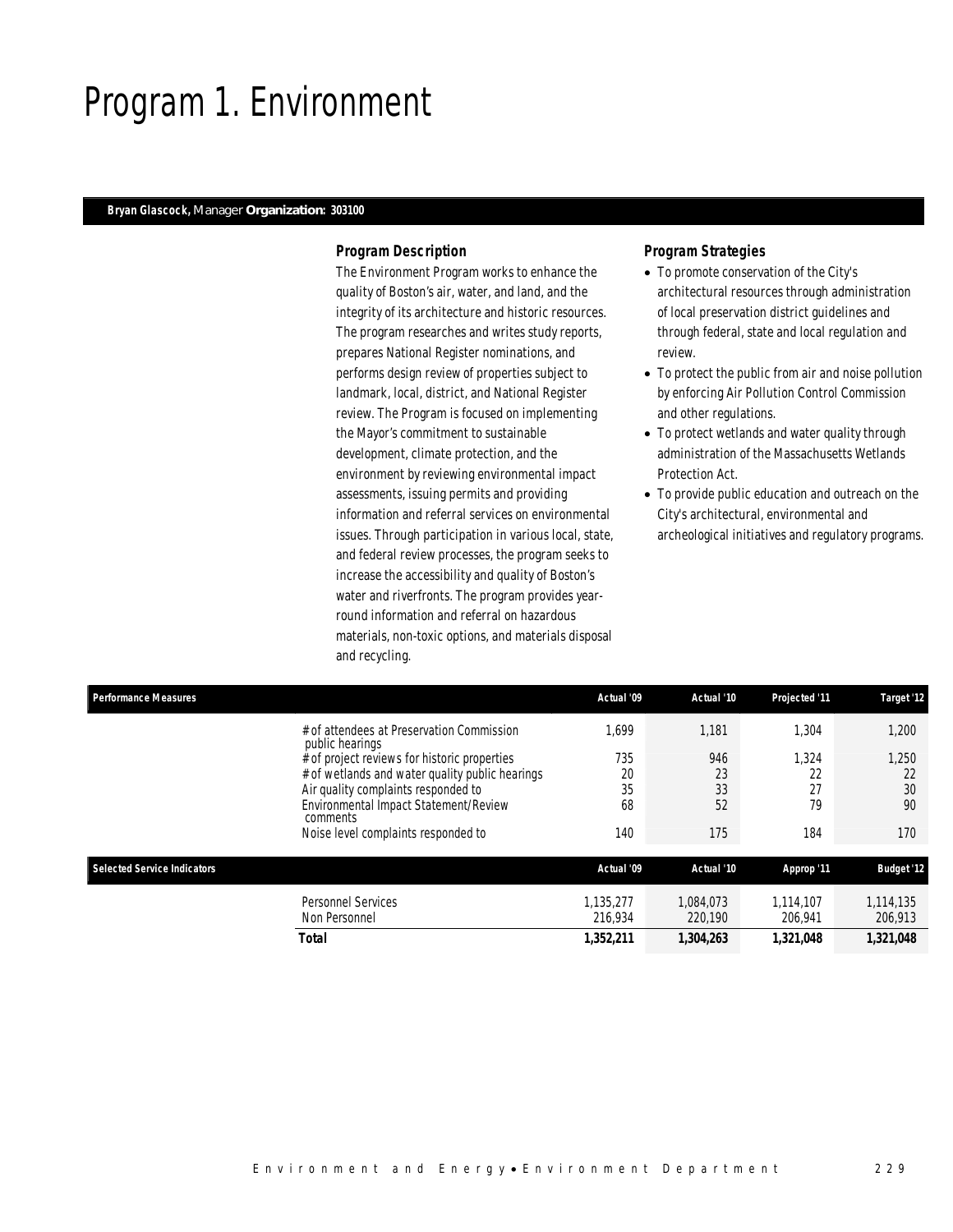# Program 1. Environment

**Bryan Glascock,** Manager **Organization: 303100**

### *Program Description*

The Environment Program works to enhance the quality of Boston's air, water, and land, and the integrity of its architecture and historic resources. The program researches and writes study reports, prepares National Register nominations, and performs design review of properties subject to landmark, local, district, and National Register review. The Program is focused on implementing the Mayor's commitment to sustainable development, climate protection, and the environment by reviewing environmental impact assessments, issuing permits and providing information and referral services on environmental issues. Through participation in various local, state, and federal review processes, the program seeks to increase the accessibility and quality of Boston's water and riverfronts. The program provides year-round information and referral on hazardous materials, non-toxic options, and materials disposal and recycling.

### *Program Strategies*

- To promote conservation of the City's architectural resources through administration of local preservation district guidelines and through federal, state and local regulation and review.
- To protect the public from air and noise pollution by enforcing Air Pollution Control Commission and other regulations.
- To protect wetlands and water quality through administration of the Massachusetts Wetlands Protection Act.
- To provide public education and outreach on the City's architectural, environmental and archeological initiatives and regulatory programs.

| Performance Measures | Actual '09 | Actual '10 | Projected '11 | Target '12 |
|---|---|---|---|---|
| # of attendees at Preservation Commission public hearings | 1,699 | 1,181 | 1,304 | 1,200 |
| # of project reviews for historic properties | 735 | 946 | 1,324 | 1,250 |
| # of wetlands and water quality public hearings | 20 | 23 | 22 | 22 |
| Air quality complaints responded to | 35 | 33 | 27 | 30 |
| Environmental Impact Statement/Review comments | 68 | 52 | 79 | 90 |
| Noise level complaints responded to | 140 | 175 | 184 | 170 |

| Selected Service Indicators | Actual '09 | Actual '10 | Approp '11 | Budget '12 |
|---|---|---|---|---|
| Personnel Services | 1,135,277 | 1,084,073 | 1,114,107 | 1,114,135 |
| Non Personnel | 216,934 | 220,190 | 206,941 | 206,913 |
| **Total** | **1,352,211** | **1,304,263** | **1,321,048** | **1,321,048** |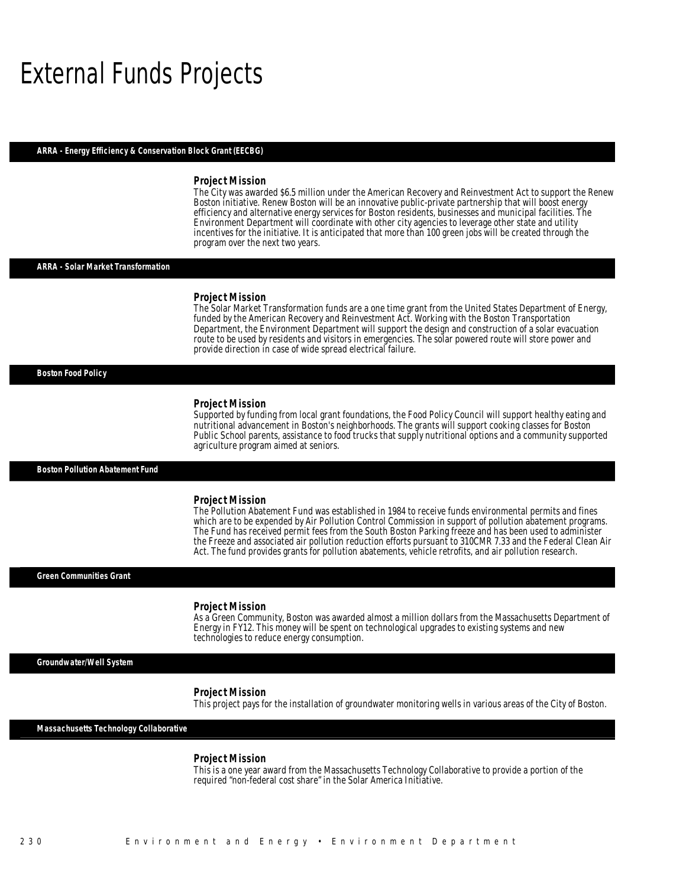# External Funds Projects

## ARRA - Energy Efficiency & Conservation Block Grant (EECBG)

### Project Mission

The City was awarded $6.5 million under the American Recovery and Reinvestment Act to support the Renew Boston initiative. Renew Boston will be an innovative public-private partnership that will boost energy efficiency and alternative energy services for Boston residents, businesses and municipal facilities. The Environment Department will coordinate with other city agencies to leverage other state and utility incentives for the initiative. It is anticipated that more than 100 green jobs will be created through the program over the next two years.

## ARRA - Solar Market Transformation

### Project Mission

The Solar Market Transformation funds are a one time grant from the United States Department of Energy, funded by the American Recovery and Reinvestment Act. Working with the Boston Transportation Department, the Environment Department will support the design and construction of a solar evacuation route to be used by residents and visitors in emergencies. The solar powered route will store power and provide direction in case of wide spread electrical failure.

## Boston Food Policy

### Project Mission

Supported by funding from local grant foundations, the Food Policy Council will support healthy eating and nutritional advancement in Boston's neighborhoods. The grants will support cooking classes for Boston Public School parents, assistance to food trucks that supply nutritional options and a community supported agriculture program aimed at seniors.

## Boston Pollution Abatement Fund

### Project Mission

The Pollution Abatement Fund was established in 1984 to receive funds environmental permits and fines which are to be expended by Air Pollution Control Commission in support of pollution abatement programs. The Fund has received permit fees from the South Boston Parking freeze and has been used to administer the Freeze and associated air pollution reduction efforts pursuant to 310CMR 7.33 and the Federal Clean Air Act. The fund provides grants for pollution abatements, vehicle retrofits, and air pollution research.

## Green Communities Grant

### Project Mission

As a Green Community, Boston was awarded almost a million dollars from the Massachusetts Department of Energy in FY12. This money will be spent on technological upgrades to existing systems and new technologies to reduce energy consumption.

## Groundwater/Well System

### Project Mission

This project pays for the installation of groundwater monitoring wells in various areas of the City of Boston.

## Massachusetts Technology Collaborative

### Project Mission

This is a one year award from the Massachusetts Technology Collaborative to provide a portion of the required "non-federal cost share" in the Solar America Initiative.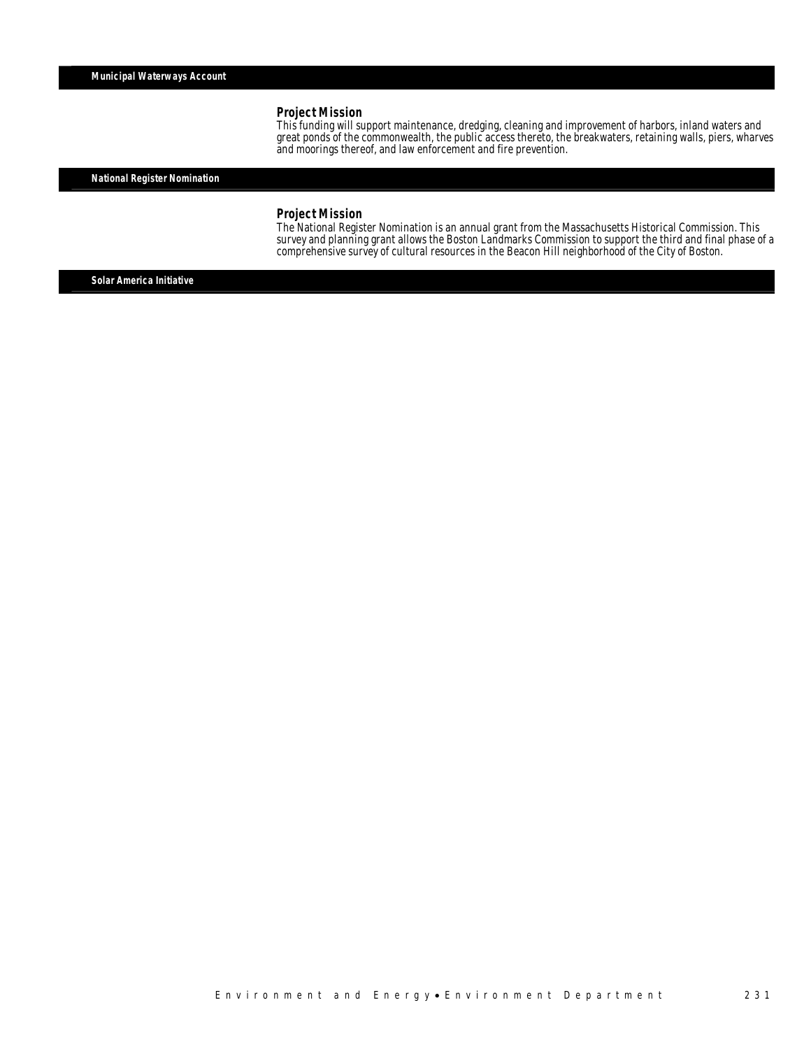## Municipal Waterways Account

### Project Mission

This funding will support maintenance, dredging, cleaning and improvement of harbors, inland waters and great ponds of the commonwealth, the public access thereto, the breakwaters, retaining walls, piers, wharves and moorings thereof, and law enforcement and fire prevention.

## National Register Nomination

### Project Mission

The National Register Nomination is an annual grant from the Massachusetts Historical Commission. This survey and planning grant allows the Boston Landmarks Commission to support the third and final phase of a comprehensive survey of cultural resources in the Beacon Hill neighborhood of the City of Boston.

## Solar America Initiative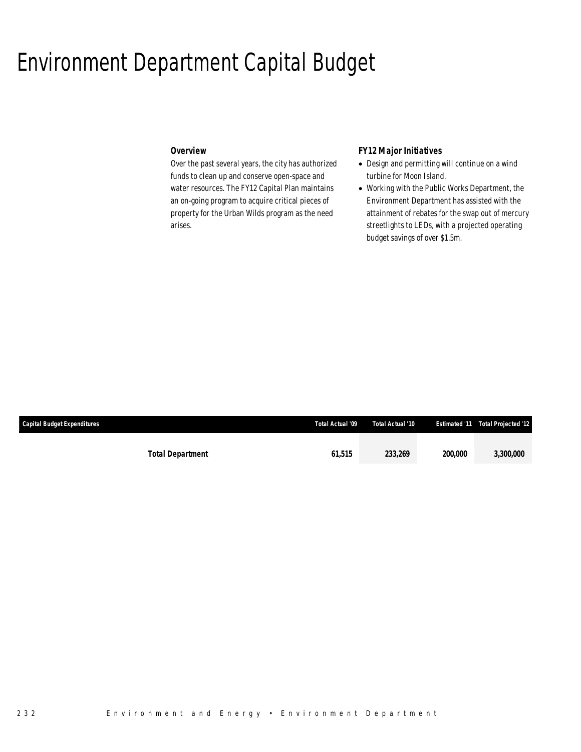# Environment Department Capital Budget

### *Overview*

*Over the past several years, the city has authorized funds to clean up and conserve open-space and water resources. The FY12 Capital Plan maintains an on-going program to acquire critical pieces of property for the Urban Wilds program as the need arises.*

### *FY12 Major Initiatives*

- *Design and permitting will continue on a wind turbine for Moon Island.*
- *Working with the Public Works Department, the Environment Department has assisted with the attainment of rebates for the swap out of mercury streetlights to LEDs, with a projected operating budget savings of over $1.5m.*

| Capital Budget Expenditures | Total Actual '09 | Total Actual '10 | Estimated '11 | Total Projected '12 |
|---|---|---|---|---|
| **Total Department** | **61,515** | **233,269** | **200,000** | **3,300,000** |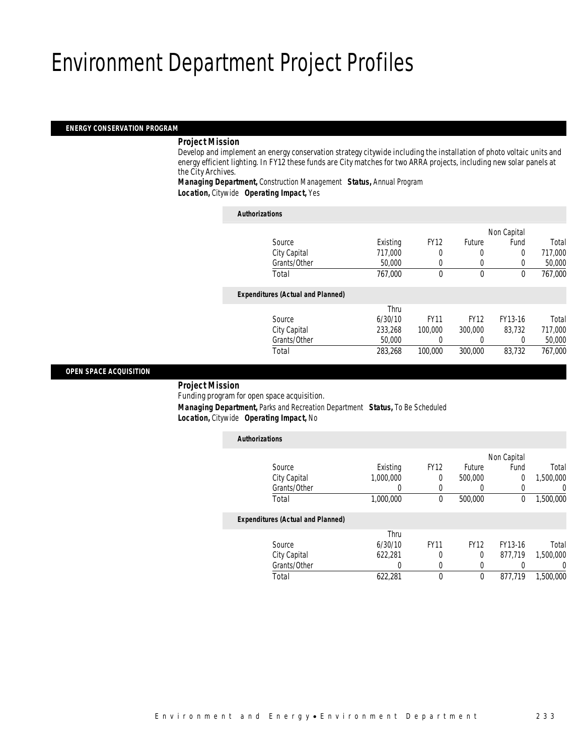# Environment Department Project Profiles

## ENERGY CONSERVATION PROGRAM

***Project Mission***

Develop and implement an energy conservation strategy citywide including the installation of photo voltaic units and energy efficient lighting. In FY12 these funds are City matches for two ARRA projects, including new solar panels at the City Archives.

***Managing Department,*** Construction Management ***Status,*** Annual Program

***Location,*** Citywide ***Operating Impact,*** Yes

***Authorizations***

| Source | Existing | FY12 | Future | Non Capital Fund | Total |
|---|---|---|---|---|---|
| City Capital | 717,000 | 0 | 0 | 0 | 717,000 |
| Grants/Other | 50,000 | 0 | 0 | 0 | 50,000 |
| Total | 767,000 | 0 | 0 | 0 | 767,000 |

***Expenditures (Actual and Planned)***

| Source | Thru 6/30/10 | FY11 | FY12 | FY13-16 | Total |
|---|---|---|---|---|---|
| City Capital | 233,268 | 100,000 | 300,000 | 83,732 | 717,000 |
| Grants/Other | 50,000 | 0 | 0 | 0 | 50,000 |
| Total | 283,268 | 100,000 | 300,000 | 83,732 | 767,000 |

## OPEN SPACE ACQUISITION

***Project Mission***

Funding program for open space acquisition.

***Managing Department,*** Parks and Recreation Department ***Status,*** To Be Scheduled

***Location,*** Citywide ***Operating Impact,*** No

***Authorizations***

| Source | Existing | FY12 | Future | Non Capital Fund | Total |
|---|---|---|---|---|---|
| City Capital | 1,000,000 | 0 | 500,000 | 0 | 1,500,000 |
| Grants/Other | 0 | 0 | 0 | 0 | 0 |
| Total | 1,000,000 | 0 | 500,000 | 0 | 1,500,000 |

***Expenditures (Actual and Planned)***

| Source | Thru 6/30/10 | FY11 | FY12 | FY13-16 | Total |
|---|---|---|---|---|---|
| City Capital | 622,281 | 0 | 0 | 877,719 | 1,500,000 |
| Grants/Other | 0 | 0 | 0 | 0 | 0 |
| Total | 622,281 | 0 | 0 | 877,719 | 1,500,000 |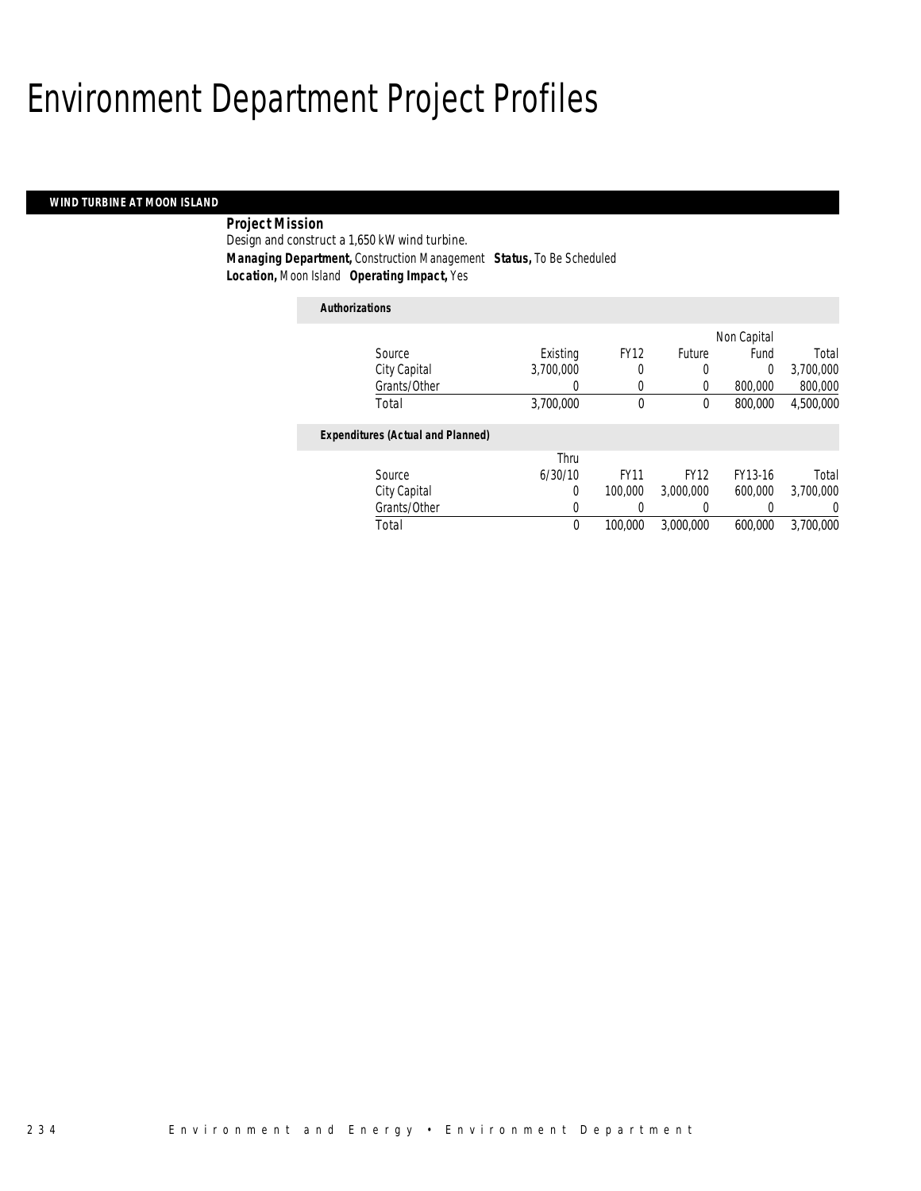# Environment Department Project Profiles

## WIND TURBINE AT MOON ISLAND

**Project Mission**

Design and construct a 1,650 kW wind turbine.

**Managing Department,** Construction Management **Status,** To Be Scheduled

**Location,** Moon Island **Operating Impact,** Yes

***Authorizations***

| Source | Existing | FY12 | Future | Non Capital Fund | Total |
|---|---|---|---|---|---|
| City Capital | 3,700,000 | 0 | 0 | 0 | 3,700,000 |
| Grants/Other | 0 | 0 | 0 | 800,000 | 800,000 |
| Total | 3,700,000 | 0 | 0 | 800,000 | 4,500,000 |

***Expenditures (Actual and Planned)***

| Source | Thru 6/30/10 | FY11 | FY12 | FY13-16 | Total |
|---|---|---|---|---|---|
| City Capital | 0 | 100,000 | 3,000,000 | 600,000 | 3,700,000 |
| Grants/Other | 0 | 0 | 0 | 0 | 0 |
| Total | 0 | 100,000 | 3,000,000 | 600,000 | 3,700,000 |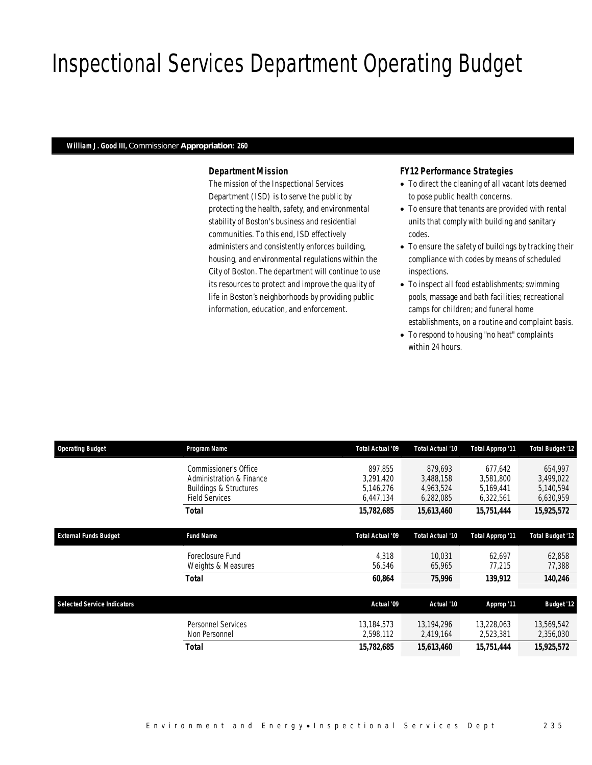# Inspectional Services Department Operating Budget

**William J. Good III,** Commissioner **Appropriation: 260**

### *Department Mission*

*The mission of the Inspectional Services Department (ISD) is to serve the public by protecting the health, safety, and environmental stability of Boston's business and residential communities. To this end, ISD effectively administers and consistently enforces building, housing, and environmental regulations within the City of Boston. The department will continue to use its resources to protect and improve the quality of life in Boston's neighborhoods by providing public information, education, and enforcement.*

### *FY12 Performance Strategies*

- *To direct the cleaning of all vacant lots deemed to pose public health concerns.*
- *To ensure that tenants are provided with rental units that comply with building and sanitary codes.*
- *To ensure the safety of buildings by tracking their compliance with codes by means of scheduled inspections.*
- *To inspect all food establishments; swimming pools, massage and bath facilities; recreational camps for children; and funeral home establishments, on a routine and complaint basis.*
- *To respond to housing "no heat" complaints within 24 hours.*

| Operating Budget | Program Name | Total Actual '09 | Total Actual '10 | Total Approp '11 | Total Budget '12 |
|---|---|---|---|---|---|
| | Commissioner's Office | 897,855 | 879,693 | 677,642 | 654,997 |
| | Administration & Finance | 3,291,420 | 3,488,158 | 3,581,800 | 3,499,022 |
| | Buildings & Structures | 5,146,276 | 4,963,524 | 5,169,441 | 5,140,594 |
| | Field Services | 6,447,134 | 6,282,085 | 6,322,561 | 6,630,959 |
| | **Total** | **15,782,685** | **15,613,460** | **15,751,444** | **15,925,572** |

| External Funds Budget | Fund Name | Total Actual '09 | Total Actual '10 | Total Approp '11 | Total Budget '12 |
|---|---|---|---|---|---|
| | Foreclosure Fund | 4,318 | 10,031 | 62,697 | 62,858 |
| | Weights & Measures | 56,546 | 65,965 | 77,215 | 77,388 |
| | **Total** | **60,864** | **75,996** | **139,912** | **140,246** |

| Selected Service Indicators | | Actual '09 | Actual '10 | Approp '11 | Budget '12 |
|---|---|---|---|---|---|
| | Personnel Services | 13,184,573 | 13,194,296 | 13,228,063 | 13,569,542 |
| | Non Personnel | 2,598,112 | 2,419,164 | 2,523,381 | 2,356,030 |
| | **Total** | **15,782,685** | **15,613,460** | **15,751,444** | **15,925,572** |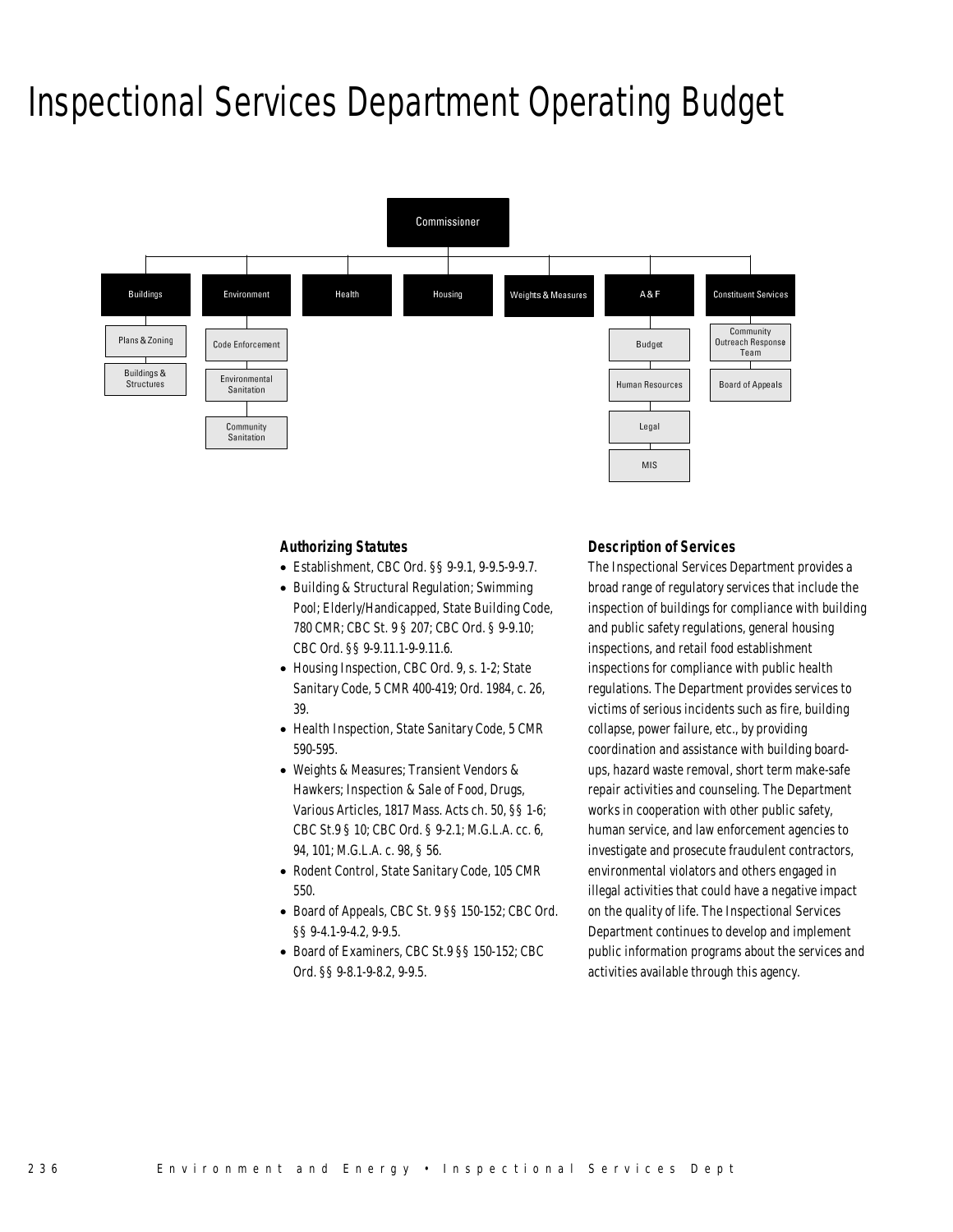# Inspectional Services Department Operating Budget

Commissioner

Buildings
Plans & Zoning
Buildings & Structures

Environment
Code Enforcement
Environmental Sanitation
Community Sanitation

Health

Housing

Weights & Measures

A & F
Budget
Human Resources
Legal
MIS

Constituent Services
Community Outreach Response Team
Board of Appeals

### Authorizing Statutes

- Establishment, CBC Ord. §§ 9-9.1, 9-9.5-9-9.7.
- Building & Structural Regulation; Swimming Pool; Elderly/Handicapped, State Building Code, 780 CMR; CBC St. 9 § 207; CBC Ord. § 9-9.10; CBC Ord. §§ 9-9.11.1-9-9.11.6.
- Housing Inspection, CBC Ord. 9, s. 1-2; State Sanitary Code, 5 CMR 400-419; Ord. 1984, c. 26, 39.
- Health Inspection, State Sanitary Code, 5 CMR 590-595.
- Weights & Measures; Transient Vendors & Hawkers; Inspection & Sale of Food, Drugs, Various Articles, 1817 Mass. Acts ch. 50, §§ 1-6; CBC St.9 § 10; CBC Ord. § 9-2.1; M.G.L.A. cc. 6, 94, 101; M.G.L.A. c. 98, § 56.
- Rodent Control, State Sanitary Code, 105 CMR 550.
- Board of Appeals, CBC St. 9 §§ 150-152; CBC Ord. §§ 9-4.1-9-4.2, 9-9.5.
- Board of Examiners, CBC St.9 §§ 150-152; CBC Ord. §§ 9-8.1-9-8.2, 9-9.5.

### Description of Services

The Inspectional Services Department provides a broad range of regulatory services that include the inspection of buildings for compliance with building and public safety regulations, general housing inspections, and retail food establishment inspections for compliance with public health regulations. The Department provides services to victims of serious incidents such as fire, building collapse, power failure, etc., by providing coordination and assistance with building board-ups, hazard waste removal, short term make-safe repair activities and counseling. The Department works in cooperation with other public safety, human service, and law enforcement agencies to investigate and prosecute fraudulent contractors, environmental violators and others engaged in illegal activities that could have a negative impact on the quality of life. The Inspectional Services Department continues to develop and implement public information programs about the services and activities available through this agency.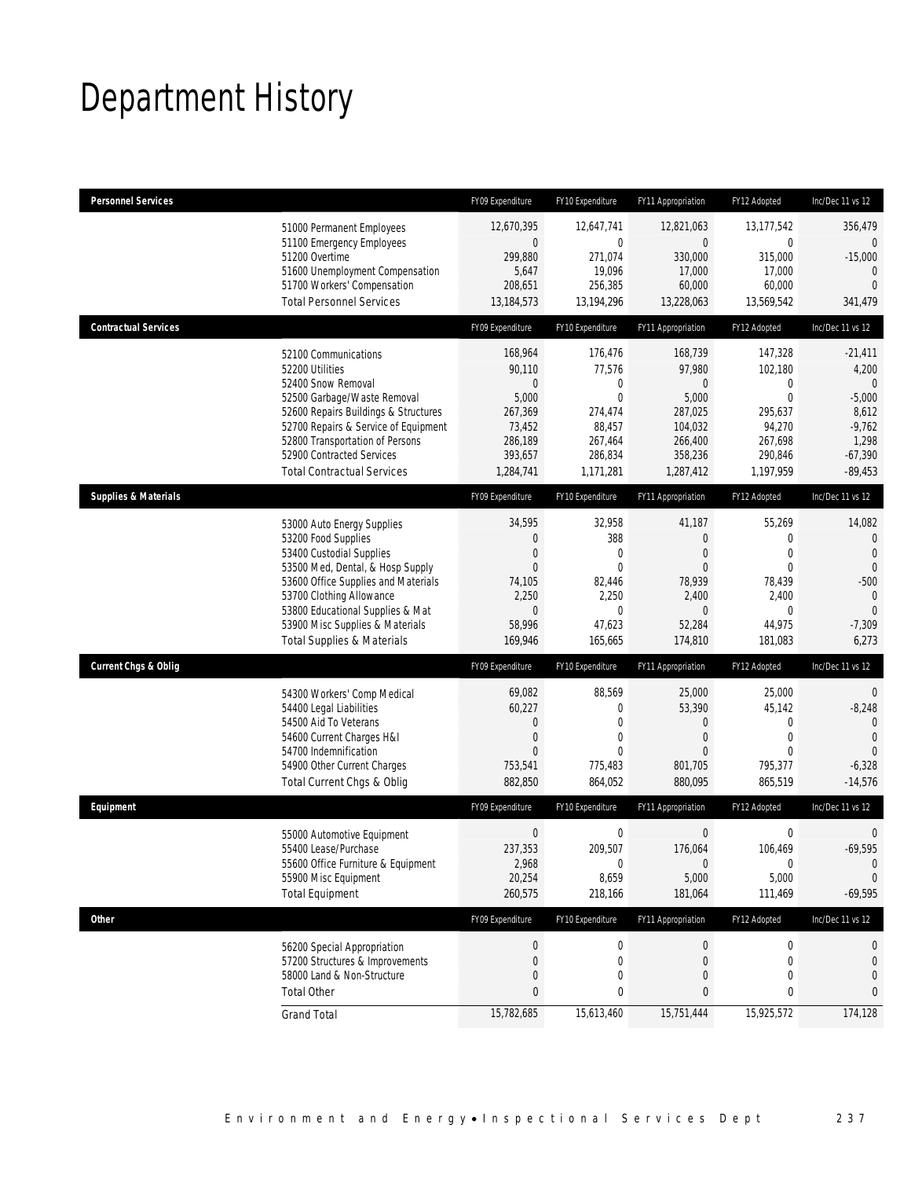# Department History

| Personnel Services | FY09 Expenditure | FY10 Expenditure | FY11 Appropriation | FY12 Adopted | Inc/Dec 11 vs 12 |
|---|---|---|---|---|---|
| 51000 Permanent Employees | 12,670,395 | 12,647,741 | 12,821,063 | 13,177,542 | 356,479 |
| 51100 Emergency Employees | 0 | 0 | 0 | 0 | 0 |
| 51200 Overtime | 299,880 | 271,074 | 330,000 | 315,000 | -15,000 |
| 51600 Unemployment Compensation | 5,647 | 19,096 | 17,000 | 17,000 | 0 |
| 51700 Workers' Compensation | 208,651 | 256,385 | 60,000 | 60,000 | 0 |
| Total Personnel Services | 13,184,573 | 13,194,296 | 13,228,063 | 13,569,542 | 341,479 |
| **Contractual Services** | FY09 Expenditure | FY10 Expenditure | FY11 Appropriation | FY12 Adopted | Inc/Dec 11 vs 12 |
| 52100 Communications | 168,964 | 176,476 | 168,739 | 147,328 | -21,411 |
| 52200 Utilities | 90,110 | 77,576 | 97,980 | 102,180 | 4,200 |
| 52400 Snow Removal | 0 | 0 | 0 | 0 | 0 |
| 52500 Garbage/Waste Removal | 5,000 | 0 | 5,000 | 0 | -5,000 |
| 52600 Repairs Buildings & Structures | 267,369 | 274,474 | 287,025 | 295,637 | 8,612 |
| 52700 Repairs & Service of Equipment | 73,452 | 88,457 | 104,032 | 94,270 | -9,762 |
| 52800 Transportation of Persons | 286,189 | 267,464 | 266,400 | 267,698 | 1,298 |
| 52900 Contracted Services | 393,657 | 286,834 | 358,236 | 290,846 | -67,390 |
| Total Contractual Services | 1,284,741 | 1,171,281 | 1,287,412 | 1,197,959 | -89,453 |
| **Supplies & Materials** | FY09 Expenditure | FY10 Expenditure | FY11 Appropriation | FY12 Adopted | Inc/Dec 11 vs 12 |
| 53000 Auto Energy Supplies | 34,595 | 32,958 | 41,187 | 55,269 | 14,082 |
| 53200 Food Supplies | 0 | 388 | 0 | 0 | 0 |
| 53400 Custodial Supplies | 0 | 0 | 0 | 0 | 0 |
| 53500 Med, Dental, & Hosp Supply | 0 | 0 | 0 | 0 | 0 |
| 53600 Office Supplies and Materials | 74,105 | 82,446 | 78,939 | 78,439 | -500 |
| 53700 Clothing Allowance | 2,250 | 2,250 | 2,400 | 2,400 | 0 |
| 53800 Educational Supplies & Mat | 0 | 0 | 0 | 0 | 0 |
| 53900 Misc Supplies & Materials | 58,996 | 47,623 | 52,284 | 44,975 | -7,309 |
| Total Supplies & Materials | 169,946 | 165,665 | 174,810 | 181,083 | 6,273 |
| **Current Chgs & Oblig** | FY09 Expenditure | FY10 Expenditure | FY11 Appropriation | FY12 Adopted | Inc/Dec 11 vs 12 |
| 54300 Workers' Comp Medical | 69,082 | 88,569 | 25,000 | 25,000 | 0 |
| 54400 Legal Liabilities | 60,227 | 0 | 53,390 | 45,142 | -8,248 |
| 54500 Aid To Veterans | 0 | 0 | 0 | 0 | 0 |
| 54600 Current Charges H&I | 0 | 0 | 0 | 0 | 0 |
| 54700 Indemnification | 0 | 0 | 0 | 0 | 0 |
| 54900 Other Current Charges | 753,541 | 775,483 | 801,705 | 795,377 | -6,328 |
| Total Current Chgs & Oblig | 882,850 | 864,052 | 880,095 | 865,519 | -14,576 |
| **Equipment** | FY09 Expenditure | FY10 Expenditure | FY11 Appropriation | FY12 Adopted | Inc/Dec 11 vs 12 |
| 55000 Automotive Equipment | 0 | 0 | 0 | 0 | 0 |
| 55400 Lease/Purchase | 237,353 | 209,507 | 176,064 | 106,469 | -69,595 |
| 55600 Office Furniture & Equipment | 2,968 | 0 | 0 | 0 | 0 |
| 55900 Misc Equipment | 20,254 | 8,659 | 5,000 | 5,000 | 0 |
| Total Equipment | 260,575 | 218,166 | 181,064 | 111,469 | -69,595 |
| **Other** | FY09 Expenditure | FY10 Expenditure | FY11 Appropriation | FY12 Adopted | Inc/Dec 11 vs 12 |
| 56200 Special Appropriation | 0 | 0 | 0 | 0 | 0 |
| 57200 Structures & Improvements | 0 | 0 | 0 | 0 | 0 |
| 58000 Land & Non-Structure | 0 | 0 | 0 | 0 | 0 |
| Total Other | 0 | 0 | 0 | 0 | 0 |
| Grand Total | 15,782,685 | 15,613,460 | 15,751,444 | 15,925,572 | 174,128 |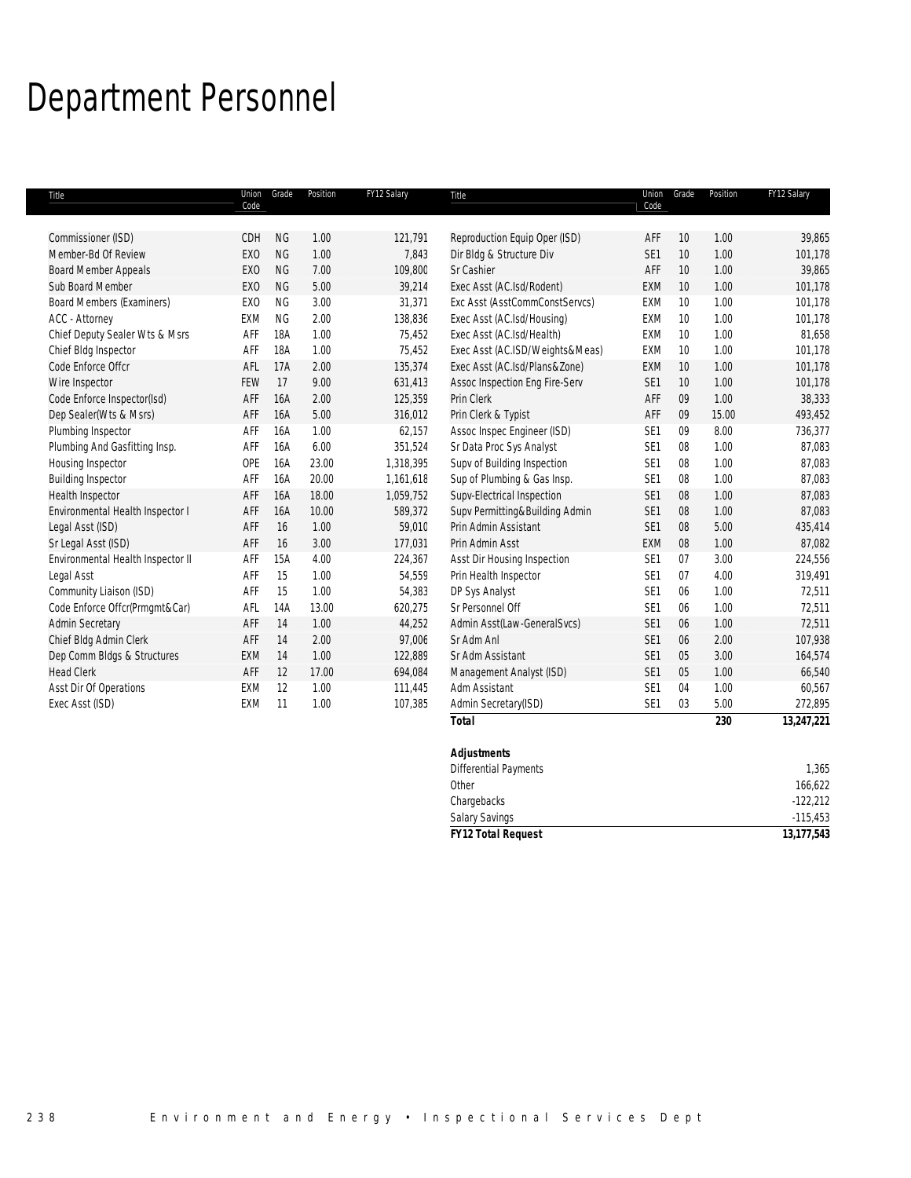# Department Personnel

| Title | Union Code | Grade | Position | FY12 Salary |
|---|---|---|---|---|
| Commissioner (ISD) | CDH | NG | 1.00 | 121,791 |
| Member-Bd Of Review | EXO | NG | 1.00 | 7,843 |
| Board Member Appeals | EXO | NG | 7.00 | 109,800 |
| Sub Board Member | EXO | NG | 5.00 | 39,214 |
| Board Members (Examiners) | EXO | NG | 3.00 | 31,371 |
| ACC - Attorney | EXM | NG | 2.00 | 138,836 |
| Chief Deputy Sealer Wts & Msrs | AFF | 18A | 1.00 | 75,452 |
| Chief Bldg Inspector | AFF | 18A | 1.00 | 75,452 |
| Code Enforce Offcr | AFL | 17A | 2.00 | 135,374 |
| Wire Inspector | FEW | 17 | 9.00 | 631,413 |
| Code Enforce Inspector(Isd) | AFF | 16A | 2.00 | 125,359 |
| Dep Sealer(Wts & Msrs) | AFF | 16A | 5.00 | 316,012 |
| Plumbing Inspector | AFF | 16A | 1.00 | 62,157 |
| Plumbing And Gasfitting Insp. | AFF | 16A | 6.00 | 351,524 |
| Housing Inspector | OPE | 16A | 23.00 | 1,318,395 |
| Building Inspector | AFF | 16A | 20.00 | 1,161,618 |
| Health Inspector | AFF | 16A | 18.00 | 1,059,752 |
| Environmental Health Inspector I | AFF | 16A | 10.00 | 589,372 |
| Legal Asst (ISD) | AFF | 16 | 1.00 | 59,010 |
| Sr Legal Asst (ISD) | AFF | 16 | 3.00 | 177,031 |
| Environmental Health Inspector II | AFF | 15A | 4.00 | 224,367 |
| Legal Asst | AFF | 15 | 1.00 | 54,559 |
| Community Liaison (ISD) | AFF | 15 | 1.00 | 54,383 |
| Code Enforce Offcr(Prmgmt&Car) | AFL | 14A | 13.00 | 620,275 |
| Admin Secretary | AFF | 14 | 1.00 | 44,252 |
| Chief Bldg Admin Clerk | AFF | 14 | 2.00 | 97,006 |
| Dep Comm Bldgs & Structures | EXM | 14 | 1.00 | 122,889 |
| Head Clerk | AFF | 12 | 17.00 | 694,084 |
| Asst Dir Of Operations | EXM | 12 | 1.00 | 111,445 |
| Exec Asst (ISD) | EXM | 11 | 1.00 | 107,385 |
| Reproduction Equip Oper (ISD) | AFF | 10 | 1.00 | 39,865 |
| Dir Bldg & Structure Div | SE1 | 10 | 1.00 | 101,178 |
| Sr Cashier | AFF | 10 | 1.00 | 39,865 |
| Exec Asst (AC.Isd/Rodent) | EXM | 10 | 1.00 | 101,178 |
| Exc Asst (AsstCommConstServcs) | EXM | 10 | 1.00 | 101,178 |
| Exec Asst (AC.Isd/Housing) | EXM | 10 | 1.00 | 101,178 |
| Exec Asst (AC.Isd/Health) | EXM | 10 | 1.00 | 81,658 |
| Exec Asst (AC.ISD/Weights&Meas) | EXM | 10 | 1.00 | 101,178 |
| Exec Asst (AC.Isd/Plans&Zone) | EXM | 10 | 1.00 | 101,178 |
| Assoc Inspection Eng Fire-Serv | SE1 | 10 | 1.00 | 101,178 |
| Prin Clerk | AFF | 09 | 1.00 | 38,333 |
| Prin Clerk & Typist | AFF | 09 | 15.00 | 493,452 |
| Assoc Inspec Engineer (ISD) | SE1 | 09 | 8.00 | 736,377 |
| Sr Data Proc Sys Analyst | SE1 | 08 | 1.00 | 87,083 |
| Supv of Building Inspection | SE1 | 08 | 1.00 | 87,083 |
| Sup of Plumbing & Gas Insp. | SE1 | 08 | 1.00 | 87,083 |
| Supv-Electrical Inspection | SE1 | 08 | 1.00 | 87,083 |
| Supv Permitting&Building Admin | SE1 | 08 | 1.00 | 87,083 |
| Prin Admin Assistant | SE1 | 08 | 5.00 | 435,414 |
| Prin Admin Asst | EXM | 08 | 1.00 | 87,082 |
| Asst Dir Housing Inspection | SE1 | 07 | 3.00 | 224,556 |
| Prin Health Inspector | SE1 | 07 | 4.00 | 319,491 |
| DP Sys Analyst | SE1 | 06 | 1.00 | 72,511 |
| Sr Personnel Off | SE1 | 06 | 1.00 | 72,511 |
| Admin Asst(Law-GeneralSvcs) | SE1 | 06 | 1.00 | 72,511 |
| Sr Adm Anl | SE1 | 06 | 2.00 | 107,938 |
| Sr Adm Assistant | SE1 | 05 | 3.00 | 164,574 |
| Management Analyst (ISD) | SE1 | 05 | 1.00 | 66,540 |
| Adm Assistant | SE1 | 04 | 1.00 | 60,567 |
| Admin Secretary(ISD) | SE1 | 03 | 5.00 | 272,895 |
| **Total** | | | **230** | **13,247,221** |

| **Adjustments** | |
|---|---|
| Differential Payments | 1,365 |
| Other | 166,622 |
| Chargebacks | -122,212 |
| Salary Savings | -115,453 |
| **FY12 Total Request** | **13,177,543** |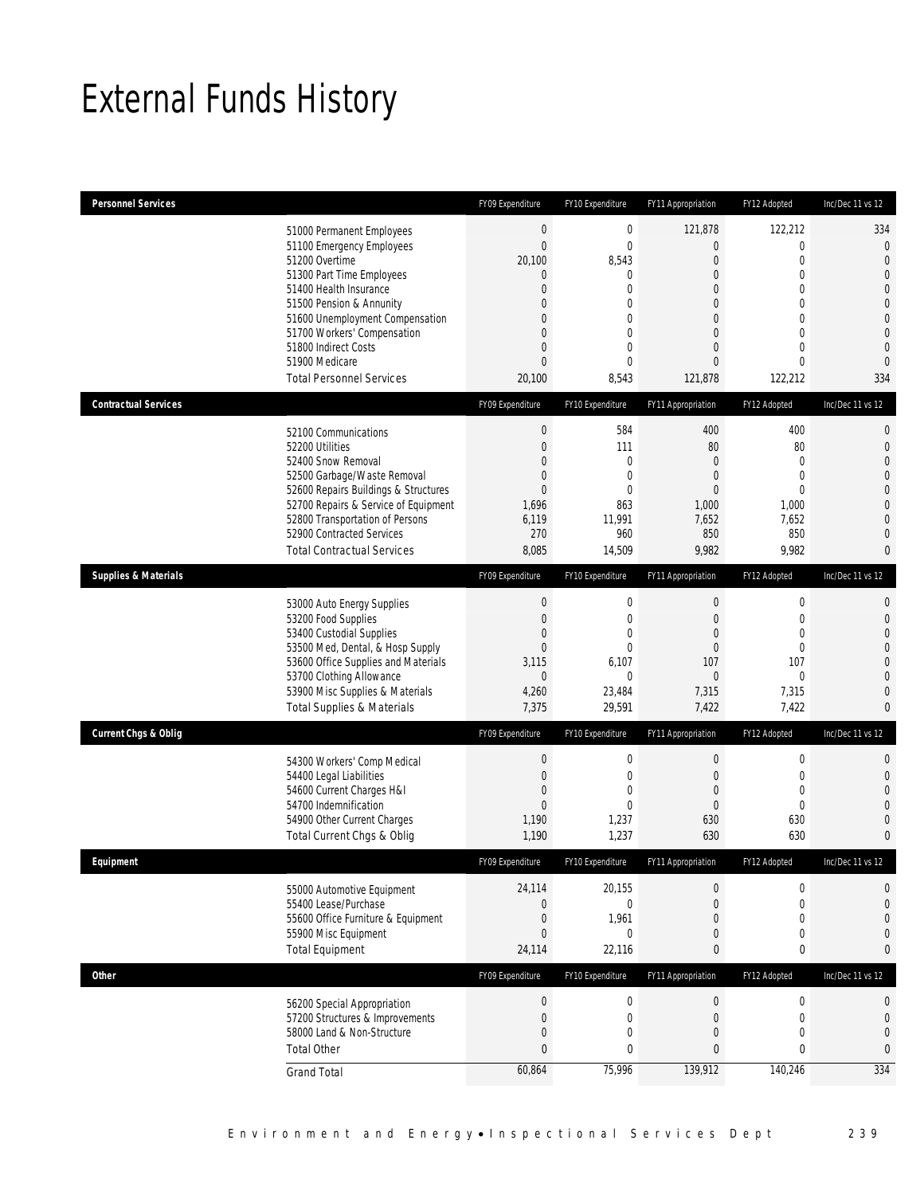# External Funds History

| Personnel Services | | FY09 Expenditure | FY10 Expenditure | FY11 Appropriation | FY12 Adopted | Inc/Dec 11 vs 12 |
|---|---|---|---|---|---|---|
| | 51000 Permanent Employees | 0 | 0 | 121,878 | 122,212 | 334 |
| | 51100 Emergency Employees | 0 | 0 | 0 | 0 | 0 |
| | 51200 Overtime | 20,100 | 8,543 | 0 | 0 | 0 |
| | 51300 Part Time Employees | 0 | 0 | 0 | 0 | 0 |
| | 51400 Health Insurance | 0 | 0 | 0 | 0 | 0 |
| | 51500 Pension & Annunity | 0 | 0 | 0 | 0 | 0 |
| | 51600 Unemployment Compensation | 0 | 0 | 0 | 0 | 0 |
| | 51700 Workers' Compensation | 0 | 0 | 0 | 0 | 0 |
| | 51800 Indirect Costs | 0 | 0 | 0 | 0 | 0 |
| | 51900 Medicare | 0 | 0 | 0 | 0 | 0 |
| | Total Personnel Services | 20,100 | 8,543 | 121,878 | 122,212 | 334 |

| Contractual Services | | FY09 Expenditure | FY10 Expenditure | FY11 Appropriation | FY12 Adopted | Inc/Dec 11 vs 12 |
|---|---|---|---|---|---|---|
| | 52100 Communications | 0 | 584 | 400 | 400 | 0 |
| | 52200 Utilities | 0 | 111 | 80 | 80 | 0 |
| | 52400 Snow Removal | 0 | 0 | 0 | 0 | 0 |
| | 52500 Garbage/Waste Removal | 0 | 0 | 0 | 0 | 0 |
| | 52600 Repairs Buildings & Structures | 0 | 0 | 0 | 0 | 0 |
| | 52700 Repairs & Service of Equipment | 1,696 | 863 | 1,000 | 1,000 | 0 |
| | 52800 Transportation of Persons | 6,119 | 11,991 | 7,652 | 7,652 | 0 |
| | 52900 Contracted Services | 270 | 960 | 850 | 850 | 0 |
| | Total Contractual Services | 8,085 | 14,509 | 9,982 | 9,982 | 0 |

| Supplies & Materials | | FY09 Expenditure | FY10 Expenditure | FY11 Appropriation | FY12 Adopted | Inc/Dec 11 vs 12 |
|---|---|---|---|---|---|---|
| | 53000 Auto Energy Supplies | 0 | 0 | 0 | 0 | 0 |
| | 53200 Food Supplies | 0 | 0 | 0 | 0 | 0 |
| | 53400 Custodial Supplies | 0 | 0 | 0 | 0 | 0 |
| | 53500 Med, Dental, & Hosp Supply | 0 | 0 | 0 | 0 | 0 |
| | 53600 Office Supplies and Materials | 3,115 | 6,107 | 107 | 107 | 0 |
| | 53700 Clothing Allowance | 0 | 0 | 0 | 0 | 0 |
| | 53900 Misc Supplies & Materials | 4,260 | 23,484 | 7,315 | 7,315 | 0 |
| | Total Supplies & Materials | 7,375 | 29,591 | 7,422 | 7,422 | 0 |

| Current Chgs & Oblig | | FY09 Expenditure | FY10 Expenditure | FY11 Appropriation | FY12 Adopted | Inc/Dec 11 vs 12 |
|---|---|---|---|---|---|---|
| | 54300 Workers' Comp Medical | 0 | 0 | 0 | 0 | 0 |
| | 54400 Legal Liabilities | 0 | 0 | 0 | 0 | 0 |
| | 54600 Current Charges H&I | 0 | 0 | 0 | 0 | 0 |
| | 54700 Indemnification | 0 | 0 | 0 | 0 | 0 |
| | 54900 Other Current Charges | 1,190 | 1,237 | 630 | 630 | 0 |
| | Total Current Chgs & Oblig | 1,190 | 1,237 | 630 | 630 | 0 |

| Equipment | | FY09 Expenditure | FY10 Expenditure | FY11 Appropriation | FY12 Adopted | Inc/Dec 11 vs 12 |
|---|---|---|---|---|---|---|
| | 55000 Automotive Equipment | 24,114 | 20,155 | 0 | 0 | 0 |
| | 55400 Lease/Purchase | 0 | 0 | 0 | 0 | 0 |
| | 55600 Office Furniture & Equipment | 0 | 1,961 | 0 | 0 | 0 |
| | 55900 Misc Equipment | 0 | 0 | 0 | 0 | 0 |
| | Total Equipment | 24,114 | 22,116 | 0 | 0 | 0 |

| Other | | FY09 Expenditure | FY10 Expenditure | FY11 Appropriation | FY12 Adopted | Inc/Dec 11 vs 12 |
|---|---|---|---|---|---|---|
| | 56200 Special Appropriation | 0 | 0 | 0 | 0 | 0 |
| | 57200 Structures & Improvements | 0 | 0 | 0 | 0 | 0 |
| | 58000 Land & Non-Structure | 0 | 0 | 0 | 0 | 0 |
| | Total Other | 0 | 0 | 0 | 0 | 0 |
| | Grand Total | 60,864 | 75,996 | 139,912 | 140,246 | 334 |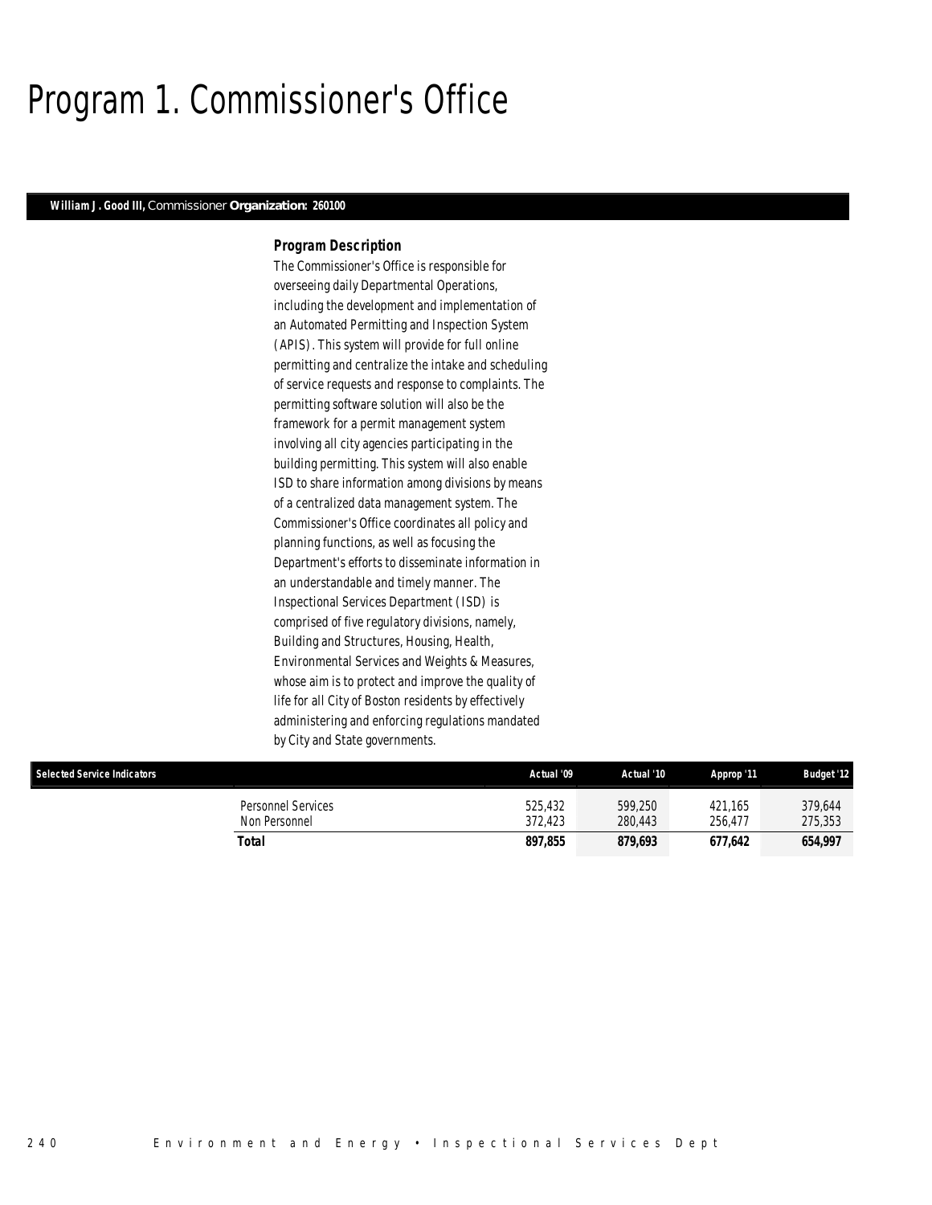# Program 1. Commissioner's Office

**William J. Good III,** Commissioner **Organization: 260100**

### *Program Description*

The Commissioner's Office is responsible for overseeing daily Departmental Operations, including the development and implementation of an Automated Permitting and Inspection System (APIS). This system will provide for full online permitting and centralize the intake and scheduling of service requests and response to complaints. The permitting software solution will also be the framework for a permit management system involving all city agencies participating in the building permitting. This system will also enable ISD to share information among divisions by means of a centralized data management system. The Commissioner's Office coordinates all policy and planning functions, as well as focusing the Department's efforts to disseminate information in an understandable and timely manner. The Inspectional Services Department (ISD) is comprised of five regulatory divisions, namely, Building and Structures, Housing, Health, Environmental Services and Weights & Measures, whose aim is to protect and improve the quality of life for all City of Boston residents by effectively administering and enforcing regulations mandated by City and State governments.

| Selected Service Indicators | Actual '09 | Actual '10 | Approp '11 | Budget '12 |
|---|---|---|---|---|
| Personnel Services | 525,432 | 599,250 | 421,165 | 379,644 |
| Non Personnel | 372,423 | 280,443 | 256,477 | 275,353 |
| **Total** | **897,855** | **879,693** | **677,642** | **654,997** |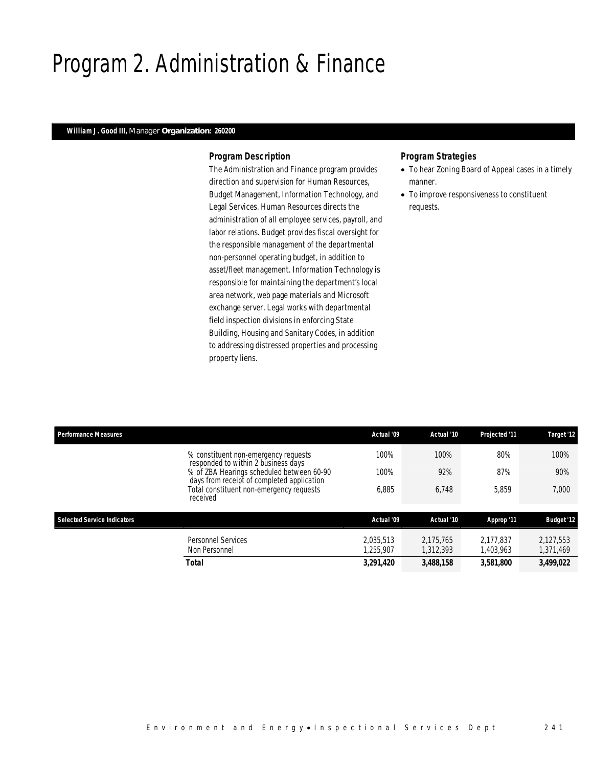# Program 2. Administration & Finance

**William J. Good III,** Manager **Organization: 260200**

### Program Description

The Administration and Finance program provides direction and supervision for Human Resources, Budget Management, Information Technology, and Legal Services. Human Resources directs the administration of all employee services, payroll, and labor relations. Budget provides fiscal oversight for the responsible management of the departmental non-personnel operating budget, in addition to asset/fleet management. Information Technology is responsible for maintaining the department's local area network, web page materials and Microsoft exchange server. Legal works with departmental field inspection divisions in enforcing State Building, Housing and Sanitary Codes, in addition to addressing distressed properties and processing property liens.

### Program Strategies

- To hear Zoning Board of Appeal cases in a timely manner.
- To improve responsiveness to constituent requests.

| Performance Measures | | Actual '09 | Actual '10 | Projected '11 | Target '12 |
|---|---|---|---|---|---|
| | % constituent non-emergency requests responded to within 2 business days | 100% | 100% | 80% | 100% |
| | % of ZBA Hearings scheduled between 60-90 days from receipt of completed application | 100% | 92% | 87% | 90% |
| | Total constituent non-emergency requests received | 6,885 | 6,748 | 5,859 | 7,000 |

| Selected Service Indicators | | Actual '09 | Actual '10 | Approp '11 | Budget '12 |
|---|---|---|---|---|---|
| | Personnel Services | 2,035,513 | 2,175,765 | 2,177,837 | 2,127,553 |
| | Non Personnel | 1,255,907 | 1,312,393 | 1,403,963 | 1,371,469 |
| | **Total** | **3,291,420** | **3,488,158** | **3,581,800** | **3,499,022** |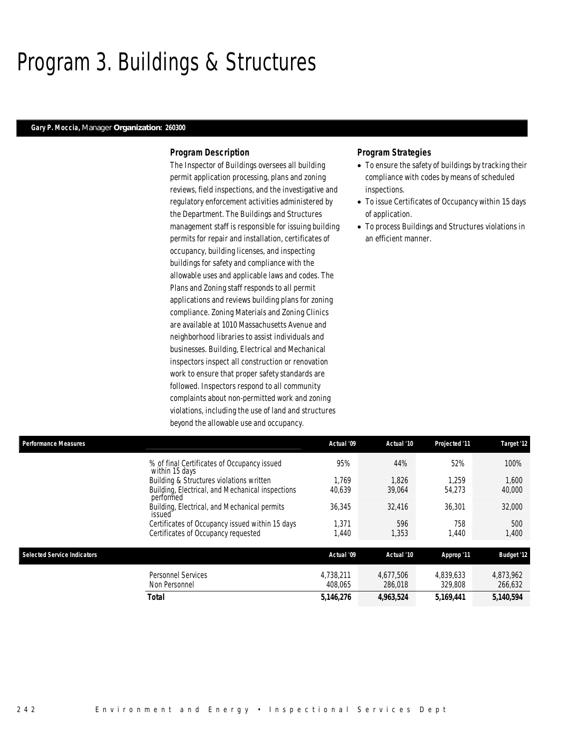# Program 3. Buildings & Structures

**Gary P. Moccia,** Manager **Organization: 260300**

### Program Description

The Inspector of Buildings oversees all building permit application processing, plans and zoning reviews, field inspections, and the investigative and regulatory enforcement activities administered by the Department. The Buildings and Structures management staff is responsible for issuing building permits for repair and installation, certificates of occupancy, building licenses, and inspecting buildings for safety and compliance with the allowable uses and applicable laws and codes. The Plans and Zoning staff responds to all permit applications and reviews building plans for zoning compliance. Zoning Materials and Zoning Clinics are available at 1010 Massachusetts Avenue and neighborhood libraries to assist individuals and businesses. Building, Electrical and Mechanical inspectors inspect all construction or renovation work to ensure that proper safety standards are followed. Inspectors respond to all community complaints about non-permitted work and zoning violations, including the use of land and structures beyond the allowable use and occupancy.

### Program Strategies

- To ensure the safety of buildings by tracking their compliance with codes by means of scheduled inspections.
- To issue Certificates of Occupancy within 15 days of application.
- To process Buildings and Structures violations in an efficient manner.

| Performance Measures | Actual '09 | Actual '10 | Projected '11 | Target '12 |
|---|---|---|---|---|
| % of final Certificates of Occupancy issued within 15 days | 95% | 44% | 52% | 100% |
| Building & Structures violations written | 1,769 | 1,826 | 1,259 | 1,600 |
| Building, Electrical, and Mechanical inspections performed | 40,639 | 39,064 | 54,273 | 40,000 |
| Building, Electrical, and Mechanical permits issued | 36,345 | 32,416 | 36,301 | 32,000 |
| Certificates of Occupancy issued within 15 days | 1,371 | 596 | 758 | 500 |
| Certificates of Occupancy requested | 1,440 | 1,353 | 1,440 | 1,400 |

| Selected Service Indicators | Actual '09 | Actual '10 | Approp '11 | Budget '12 |
|---|---|---|---|---|
| Personnel Services | 4,738,211 | 4,677,506 | 4,839,633 | 4,873,962 |
| Non Personnel | 408,065 | 286,018 | 329,808 | 266,632 |
| **Total** | **5,146,276** | **4,963,524** | **5,169,441** | **5,140,594** |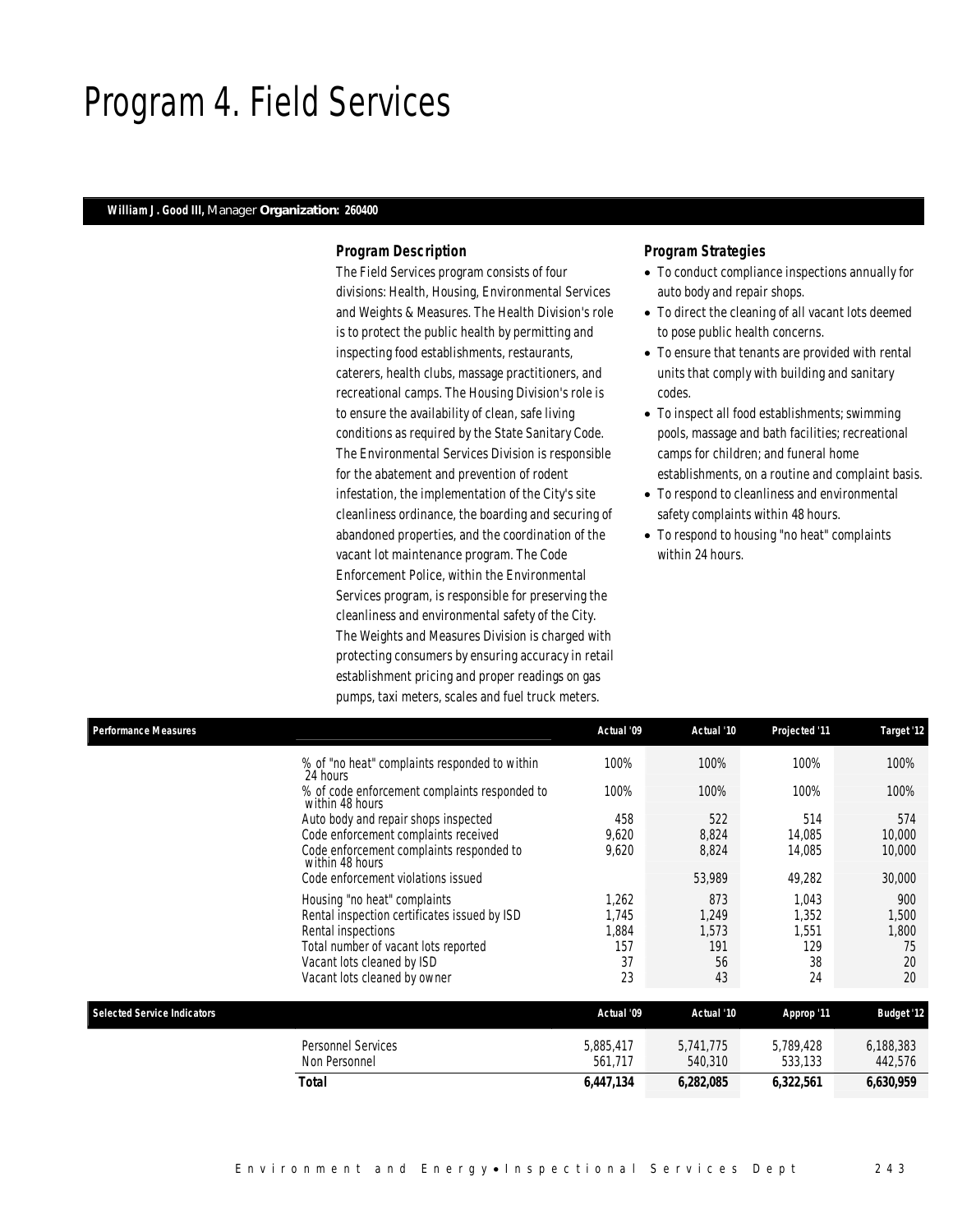# Program 4. Field Services

**William J. Good III,** Manager **Organization: 260400**

### *Program Description*

The Field Services program consists of four divisions: Health, Housing, Environmental Services and Weights & Measures. The Health Division's role is to protect the public health by permitting and inspecting food establishments, restaurants, caterers, health clubs, massage practitioners, and recreational camps. The Housing Division's role is to ensure the availability of clean, safe living conditions as required by the State Sanitary Code. The Environmental Services Division is responsible for the abatement and prevention of rodent infestation, the implementation of the City's site cleanliness ordinance, the boarding and securing of abandoned properties, and the coordination of the vacant lot maintenance program. The Code Enforcement Police, within the Environmental Services program, is responsible for preserving the cleanliness and environmental safety of the City. The Weights and Measures Division is charged with protecting consumers by ensuring accuracy in retail establishment pricing and proper readings on gas pumps, taxi meters, scales and fuel truck meters.

### *Program Strategies*

- To conduct compliance inspections annually for auto body and repair shops.
- To direct the cleaning of all vacant lots deemed to pose public health concerns.
- To ensure that tenants are provided with rental units that comply with building and sanitary codes.
- To inspect all food establishments; swimming pools, massage and bath facilities; recreational camps for children; and funeral home establishments, on a routine and complaint basis.
- To respond to cleanliness and environmental safety complaints within 48 hours.
- To respond to housing "no heat" complaints within 24 hours.

| Performance Measures | Actual '09 | Actual '10 | Projected '11 | Target '12 |
|---|---|---|---|---|
| % of "no heat" complaints responded to within 24 hours | 100% | 100% | 100% | 100% |
| % of code enforcement complaints responded to within 48 hours | 100% | 100% | 100% | 100% |
| Auto body and repair shops inspected | 458 | 522 | 514 | 574 |
| Code enforcement complaints received | 9,620 | 8,824 | 14,085 | 10,000 |
| Code enforcement complaints responded to within 48 hours | 9,620 | 8,824 | 14,085 | 10,000 |
| Code enforcement violations issued | | 53,989 | 49,282 | 30,000 |
| Housing "no heat" complaints | 1,262 | 873 | 1,043 | 900 |
| Rental inspection certificates issued by ISD | 1,745 | 1,249 | 1,352 | 1,500 |
| Rental inspections | 1,884 | 1,573 | 1,551 | 1,800 |
| Total number of vacant lots reported | 157 | 191 | 129 | 75 |
| Vacant lots cleaned by ISD | 37 | 56 | 38 | 20 |
| Vacant lots cleaned by owner | 23 | 43 | 24 | 20 |

| Selected Service Indicators | Actual '09 | Actual '10 | Approp '11 | Budget '12 |
|---|---|---|---|---|
| Personnel Services | 5,885,417 | 5,741,775 | 5,789,428 | 6,188,383 |
| Non Personnel | 561,717 | 540,310 | 533,133 | 442,576 |
| **Total** | **6,447,134** | **6,282,085** | **6,322,561** | **6,630,959** |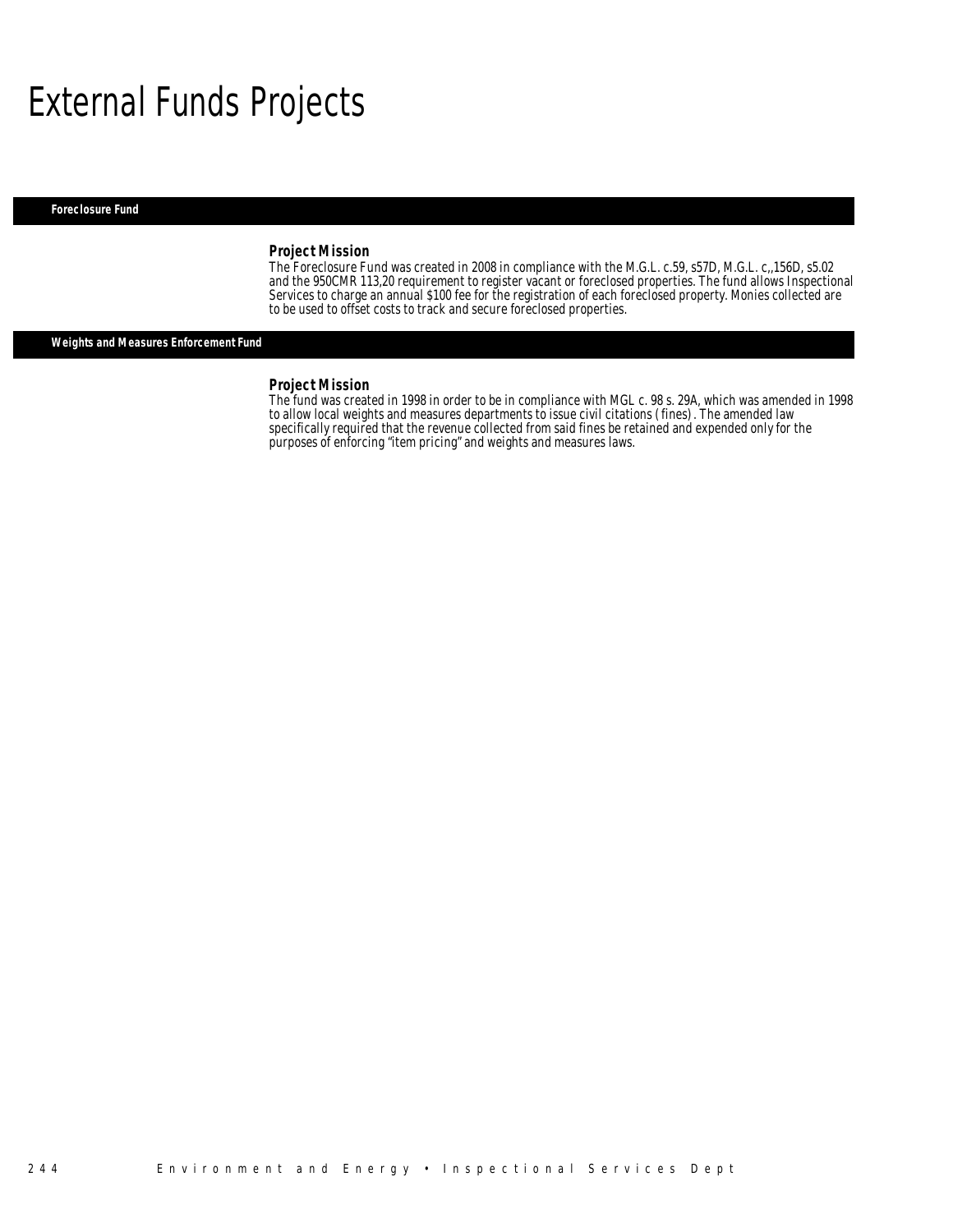# External Funds Projects

### Foreclosure Fund

**Project Mission**

The Foreclosure Fund was created in 2008 in compliance with the M.G.L. c.59, s57D, M.G.L. c,,156D, s5.02 and the 950CMR 113,20 requirement to register vacant or foreclosed properties. The fund allows Inspectional Services to charge an annual $100 fee for the registration of each foreclosed property. Monies collected are to be used to offset costs to track and secure foreclosed properties.

### Weights and Measures Enforcement Fund

**Project Mission**

The fund was created in 1998 in order to be in compliance with MGL c. 98 s. 29A, which was amended in 1998 to allow local weights and measures departments to issue civil citations (fines). The amended law specifically required that the revenue collected from said fines be retained and expended only for the purposes of enforcing "item pricing" and weights and measures laws.